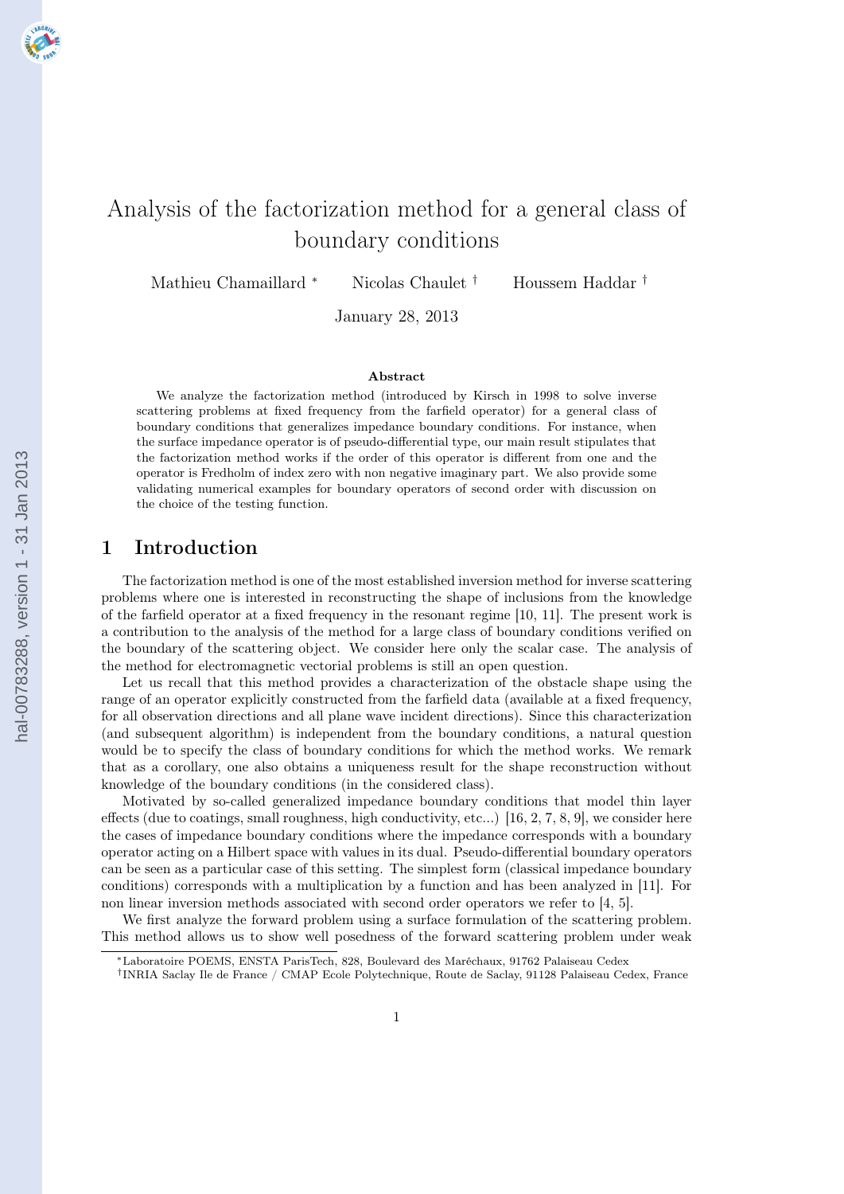# Analysis of the factorization method for a general class of boundary conditions

Mathieu Chamaillard [*] Nicolas Chaulet [†] Houssem Haddar [†]

January 28, 2013

**Abstract**

We analyze the factorization method (introduced by Kirsch in 1998 to solve inverse scattering problems at fixed frequency from the farfield operator) for a general class of boundary conditions that generalizes impedance boundary conditions. For instance, when the surface impedance operator is of pseudo-differential type, our main result stipulates that the factorization method works if the order of this operator is different from one and the operator is Fredholm of index zero with non negative imaginary part. We also provide some validating numerical examples for boundary operators of second order with discussion on the choice of the testing function.

## 1 Introduction

The factorization method is one of the most established inversion method for inverse scattering problems where one is interested in reconstructing the shape of inclusions from the knowledge of the farfield operator at a fixed frequency in the resonant regime [10, 11]. The present work is a contribution to the analysis of the method for a large class of boundary conditions verified on the boundary of the scattering object. We consider here only the scalar case. The analysis of the method for electromagnetic vectorial problems is still an open question.

Let us recall that this method provides a characterization of the obstacle shape using the range of an operator explicitly constructed from the farfield data (available at a fixed frequency, for all observation directions and all plane wave incident directions). Since this characterization (and subsequent algorithm) is independent from the boundary conditions, a natural question would be to specify the class of boundary conditions for which the method works. We remark that as a corollary, one also obtains a uniqueness result for the shape reconstruction without knowledge of the boundary conditions (in the considered class).

Motivated by so-called generalized impedance boundary conditions that model thin layer effects (due to coatings, small roughness, high conductivity, etc...) [16, 2, 7, 8, 9], we consider here the cases of impedance boundary conditions where the impedance corresponds with a boundary operator acting on a Hilbert space with values in its dual. Pseudo-differential boundary operators can be seen as a particular case of this setting. The simplest form (classical impedance boundary conditions) corresponds with a multiplication by a function and has been analyzed in [11]. For non linear inversion methods associated with second order operators we refer to [4, 5].

We first analyze the forward problem using a surface formulation of the scattering problem. This method allows us to show well posedness of the forward scattering problem under weak

[*]Laboratoire POEMS, ENSTA ParisTech, 828, Boulevard des Maréchaux, 91762 Palaiseau Cedex

[†]INRIA Saclay Ile de France / CMAP Ecole Polytechnique, Route de Saclay, 91128 Palaiseau Cedex, France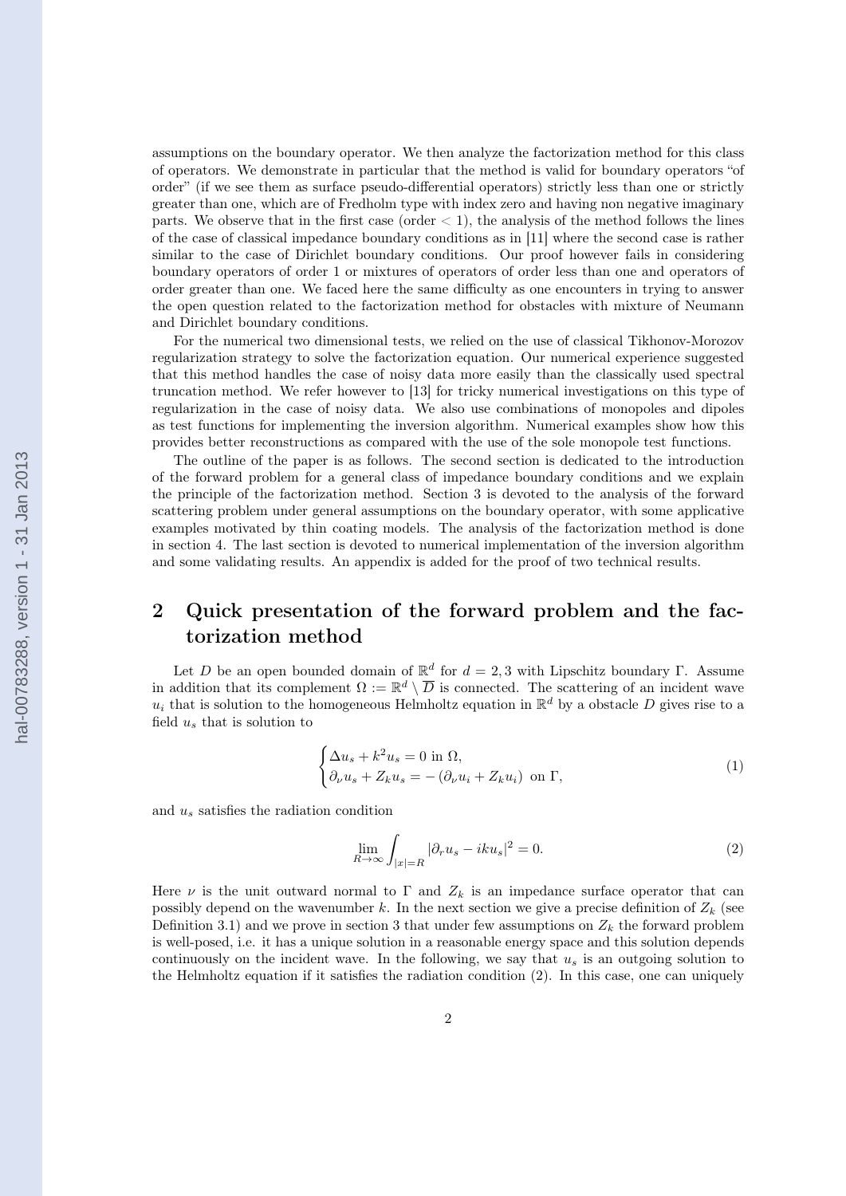assumptions on the boundary operator. We then analyze the factorization method for this class of operators. We demonstrate in particular that the method is valid for boundary operators "of order" (if we see them as surface pseudo-differential operators) strictly less than one or strictly greater than one, which are of Fredholm type with index zero and having non negative imaginary parts. We observe that in the first case (order $< 1$), the analysis of the method follows the lines of the case of classical impedance boundary conditions as in [11] where the second case is rather similar to the case of Dirichlet boundary conditions. Our proof however fails in considering boundary operators of order 1 or mixtures of operators of order less than one and operators of order greater than one. We faced here the same difficulty as one encounters in trying to answer the open question related to the factorization method for obstacles with mixture of Neumann and Dirichlet boundary conditions.

For the numerical two dimensional tests, we relied on the use of classical Tikhonov-Morozov regularization strategy to solve the factorization equation. Our numerical experience suggested that this method handles the case of noisy data more easily than the classically used spectral truncation method. We refer however to [13] for tricky numerical investigations on this type of regularization in the case of noisy data. We also use combinations of monopoles and dipoles as test functions for implementing the inversion algorithm. Numerical examples show how this provides better reconstructions as compared with the use of the sole monopole test functions.

The outline of the paper is as follows. The second section is dedicated to the introduction of the forward problem for a general class of impedance boundary conditions and we explain the principle of the factorization method. Section 3 is devoted to the analysis of the forward scattering problem under general assumptions on the boundary operator, with some applicative examples motivated by thin coating models. The analysis of the factorization method is done in section 4. The last section is devoted to numerical implementation of the inversion algorithm and some validating results. An appendix is added for the proof of two technical results.

## 2 Quick presentation of the forward problem and the factorization method

Let $D$ be an open bounded domain of $\mathbb{R}^d$ for $d = 2, 3$ with Lipschitz boundary $\Gamma$. Assume in addition that its complement $\Omega := \mathbb{R}^d \setminus \overline{D}$ is connected. The scattering of an incident wave $u_i$ that is solution to the homogeneous Helmholtz equation in $\mathbb{R}^d$ by a obstacle $D$ gives rise to a field $u_s$ that is solution to

$$\begin{cases} \Delta u_s + k^2 u_s = 0 \text{ in } \Omega, \\ \partial_\nu u_s + Z_k u_s = -\left(\partial_\nu u_i + Z_k u_i\right) \text{ on } \Gamma, \end{cases} \tag{1}$$

and $u_s$ satisfies the radiation condition

$$\lim_{R\to\infty} \int_{|x|=R} |\partial_r u_s - iku_s|^2 = 0. \tag{2}$$

Here $\nu$ is the unit outward normal to $\Gamma$ and $Z_k$ is an impedance surface operator that can possibly depend on the wavenumber $k$. In the next section we give a precise definition of $Z_k$ (see Definition 3.1) and we prove in section 3 that under few assumptions on $Z_k$ the forward problem is well-posed, i.e. it has a unique solution in a reasonable energy space and this solution depends continuously on the incident wave. In the following, we say that $u_s$ is an outgoing solution to the Helmholtz equation if it satisfies the radiation condition (2). In this case, one can uniquely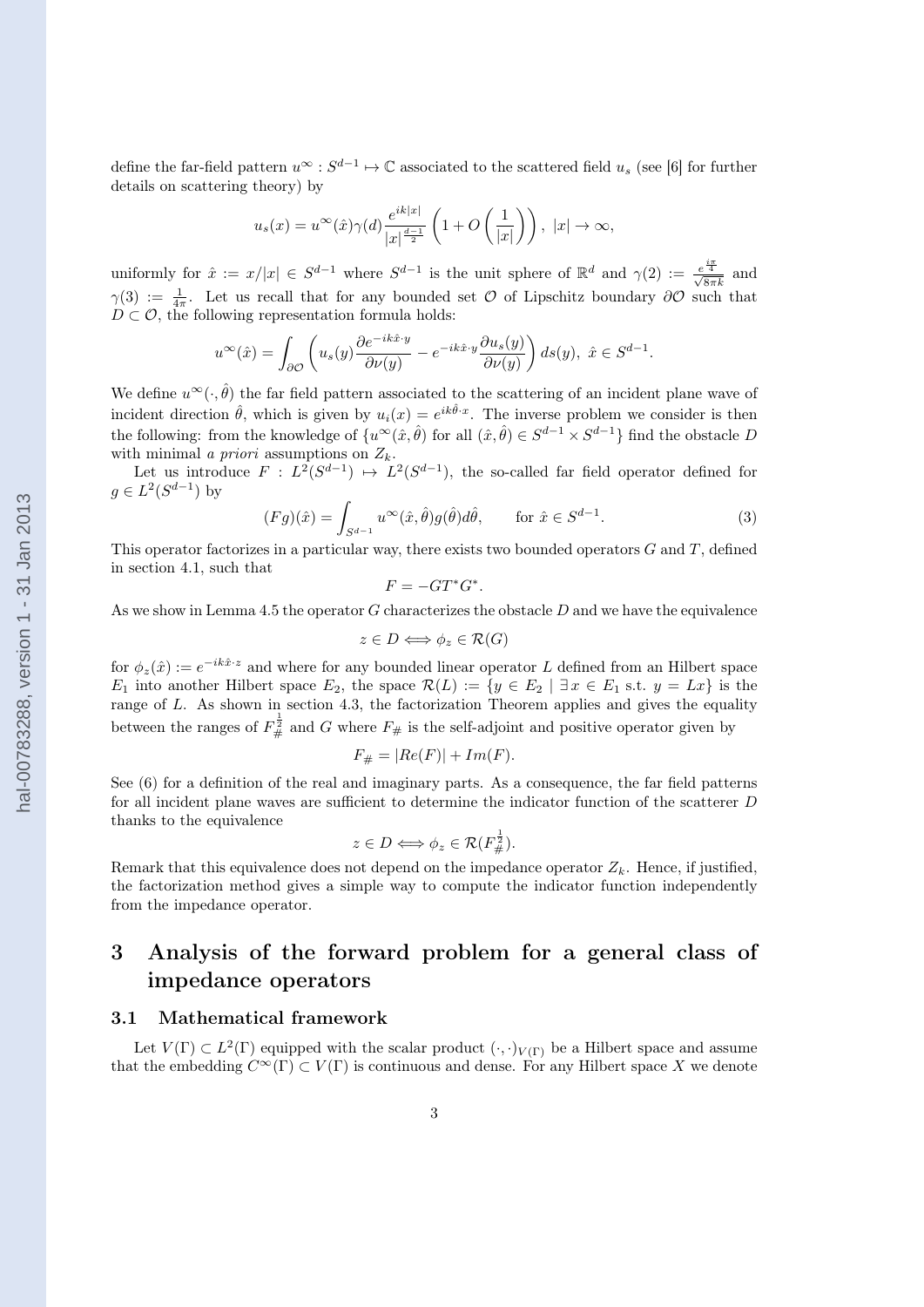define the far-field pattern $u^\infty : S^{d-1} \mapsto \mathbb{C}$ associated to the scattered field $u_s$ (see [6] for further details on scattering theory) by

$$u_s(x) = u^\infty(\hat{x})\gamma(d)\frac{e^{ik|x|}}{|x|^{\frac{d-1}{2}}}\left(1 + O\left(\frac{1}{|x|}\right)\right),\ |x| \to \infty,$$

uniformly for $\hat{x} := x/|x| \in S^{d-1}$ where $S^{d-1}$ is the unit sphere of $\mathbb{R}^d$ and $\gamma(2) := \frac{e^{\frac{i\pi}{4}}}{\sqrt{8\pi k}}$ and $\gamma(3) := \frac{1}{4\pi}$. Let us recall that for any bounded set $\mathcal{O}$ of Lipschitz boundary $\partial\mathcal{O}$ such that $D \subset \mathcal{O}$, the following representation formula holds:

$$u^\infty(\hat{x}) = \int_{\partial\mathcal{O}} \left( u_s(y)\frac{\partial e^{-ik\hat{x}\cdot y}}{\partial\nu(y)} - e^{-ik\hat{x}\cdot y}\frac{\partial u_s(y)}{\partial\nu(y)} \right) ds(y),\ \hat{x} \in S^{d-1}.$$

We define $u^\infty(\cdot, \hat{\theta})$ the far field pattern associated to the scattering of an incident plane wave of incident direction $\hat{\theta}$, which is given by $u_i(x) = e^{ik\hat{\theta}\cdot x}$. The inverse problem we consider is then the following: from the knowledge of $\{u^\infty(\hat{x}, \hat{\theta})$ for all $(\hat{x}, \hat{\theta}) \in S^{d-1} \times S^{d-1}\}$ find the obstacle $D$ with minimal *a priori* assumptions on $Z_k$.

Let us introduce $F : L^2(S^{d-1}) \mapsto L^2(S^{d-1})$, the so-called far field operator defined for $g \in L^2(S^{d-1})$ by

$$(Fg)(\hat{x}) = \int_{S^{d-1}} u^\infty(\hat{x}, \hat{\theta})g(\hat{\theta})d\hat{\theta}, \qquad \text{for } \hat{x} \in S^{d-1}. \tag{3}$$

This operator factorizes in a particular way, there exists two bounded operators $G$ and $T$, defined in section 4.1, such that

$$F = -GT^*G^*.$$

As we show in Lemma 4.5 the operator $G$ characterizes the obstacle $D$ and we have the equivalence

$$z \in D \Longleftrightarrow \phi_z \in \mathcal{R}(G)$$

for $\phi_z(\hat{x}) := e^{-ik\hat{x}\cdot z}$ and where for any bounded linear operator $L$ defined from an Hilbert space $E_1$ into another Hilbert space $E_2$, the space $\mathcal{R}(L) := \{y \in E_2 \mid \exists\, x \in E_1 \text{ s.t. } y = Lx\}$ is the range of $L$. As shown in section 4.3, the factorization Theorem applies and gives the equality between the ranges of $F_\#^{\frac{1}{2}}$ and $G$ where $F_\#$ is the self-adjoint and positive operator given by

$$F_\# = |Re(F)| + Im(F).$$

See (6) for a definition of the real and imaginary parts. As a consequence, the far field patterns for all incident plane waves are sufficient to determine the indicator function of the scatterer $D$ thanks to the equivalence

$$z \in D \Longleftrightarrow \phi_z \in \mathcal{R}(F_\#^{\frac{1}{2}}).$$

Remark that this equivalence does not depend on the impedance operator $Z_k$. Hence, if justified, the factorization method gives a simple way to compute the indicator function independently from the impedance operator.

# 3 Analysis of the forward problem for a general class of impedance operators

## 3.1 Mathematical framework

Let $V(\Gamma) \subset L^2(\Gamma)$ equipped with the scalar product $(\cdot, \cdot)_{V(\Gamma)}$ be a Hilbert space and assume that the embedding $C^\infty(\Gamma) \subset V(\Gamma)$ is continuous and dense. For any Hilbert space $X$ we denote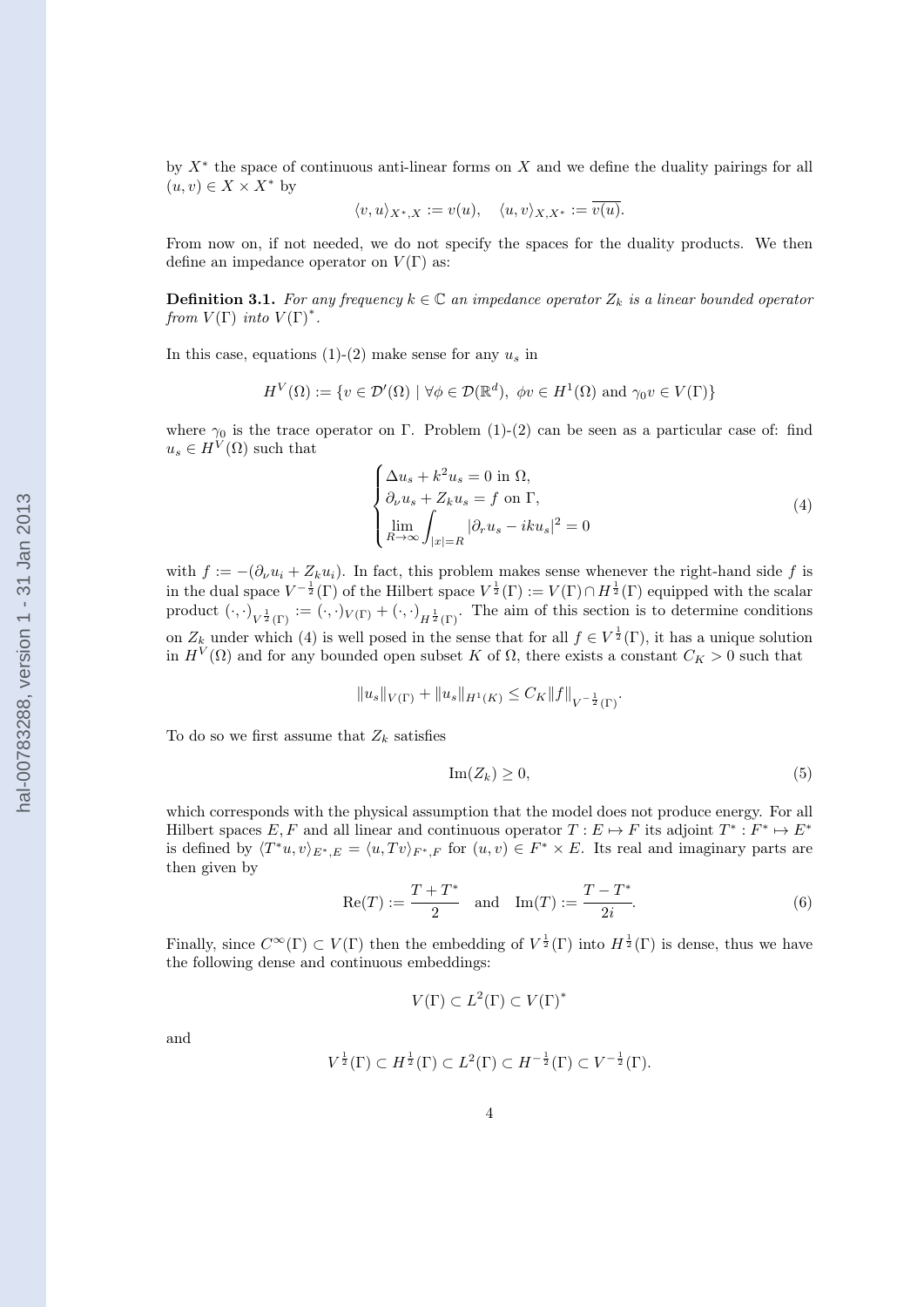by $X^*$ the space of continuous anti-linear forms on $X$ and we define the duality pairings for all $(u,v) \in X \times X^*$ by

$$\langle v, u\rangle_{X^*,X} := v(u), \quad \langle u, v\rangle_{X,X^*} := \overline{v(u)}.$$

From now on, if not needed, we do not specify the spaces for the duality products. We then define an impedance operator on $V(\Gamma)$ as:

**Definition 3.1.** *For any frequency $k \in \mathbb{C}$ an impedance operator $Z_k$ is a linear bounded operator from $V(\Gamma)$ into $V(\Gamma)^*$.*

In this case, equations (1)-(2) make sense for any $u_s$ in

$$H^V(\Omega) := \{v \in \mathcal{D}'(\Omega) \mid \forall \phi \in \mathcal{D}(\mathbb{R}^d),\ \phi v \in H^1(\Omega) \text{ and } \gamma_0 v \in V(\Gamma)\}$$

where $\gamma_0$ is the trace operator on $\Gamma$. Problem (1)-(2) can be seen as a particular case of: find $u_s \in H^V(\Omega)$ such that

$$\begin{cases} \Delta u_s + k^2 u_s = 0 \text{ in } \Omega, \\ \partial_\nu u_s + Z_k u_s = f \text{ on } \Gamma, \\ \displaystyle\lim_{R\to\infty} \int_{|x|=R} |\partial_r u_s - iku_s|^2 = 0 \end{cases} \tag{4}$$

with $f := -(\partial_\nu u_i + Z_k u_i)$. In fact, this problem makes sense whenever the right-hand side $f$ is in the dual space $V^{-\frac{1}{2}}(\Gamma)$ of the Hilbert space $V^{\frac{1}{2}}(\Gamma) := V(\Gamma) \cap H^{\frac{1}{2}}(\Gamma)$ equipped with the scalar product $(\cdot,\cdot)_{V^{\frac{1}{2}}(\Gamma)} := (\cdot,\cdot)_{V(\Gamma)} + (\cdot,\cdot)_{H^{\frac{1}{2}}(\Gamma)}$. The aim of this section is to determine conditions on $Z_k$ under which (4) is well posed in the sense that for all $f \in V^{\frac{1}{2}}(\Gamma)$, it has a unique solution in $H^V(\Omega)$ and for any bounded open subset $K$ of $\Omega$, there exists a constant $C_K > 0$ such that

$$\|u_s\|_{V(\Gamma)} + \|u_s\|_{H^1(K)} \leq C_K \|f\|_{V^{-\frac{1}{2}}(\Gamma)}.$$

To do so we first assume that $Z_k$ satisfies

$$\mathrm{Im}(Z_k) \geq 0, \tag{5}$$

which corresponds with the physical assumption that the model does not produce energy. For all Hilbert spaces $E, F$ and all linear and continuous operator $T : E \mapsto F$ its adjoint $T^* : F^* \mapsto E^*$ is defined by $\langle T^* u, v\rangle_{E^*,E} = \langle u, Tv\rangle_{F^*,F}$ for $(u,v) \in F^* \times E$. Its real and imaginary parts are then given by

$$\mathrm{Re}(T) := \frac{T + T^*}{2} \quad \text{and} \quad \mathrm{Im}(T) := \frac{T - T^*}{2i}. \tag{6}$$

Finally, since $C^\infty(\Gamma) \subset V(\Gamma)$ then the embedding of $V^{\frac{1}{2}}(\Gamma)$ into $H^{\frac{1}{2}}(\Gamma)$ is dense, thus we have the following dense and continuous embeddings:

$$V(\Gamma) \subset L^2(\Gamma) \subset V(\Gamma)^*$$

and

$$V^{\frac{1}{2}}(\Gamma) \subset H^{\frac{1}{2}}(\Gamma) \subset L^2(\Gamma) \subset H^{-\frac{1}{2}}(\Gamma) \subset V^{-\frac{1}{2}}(\Gamma).$$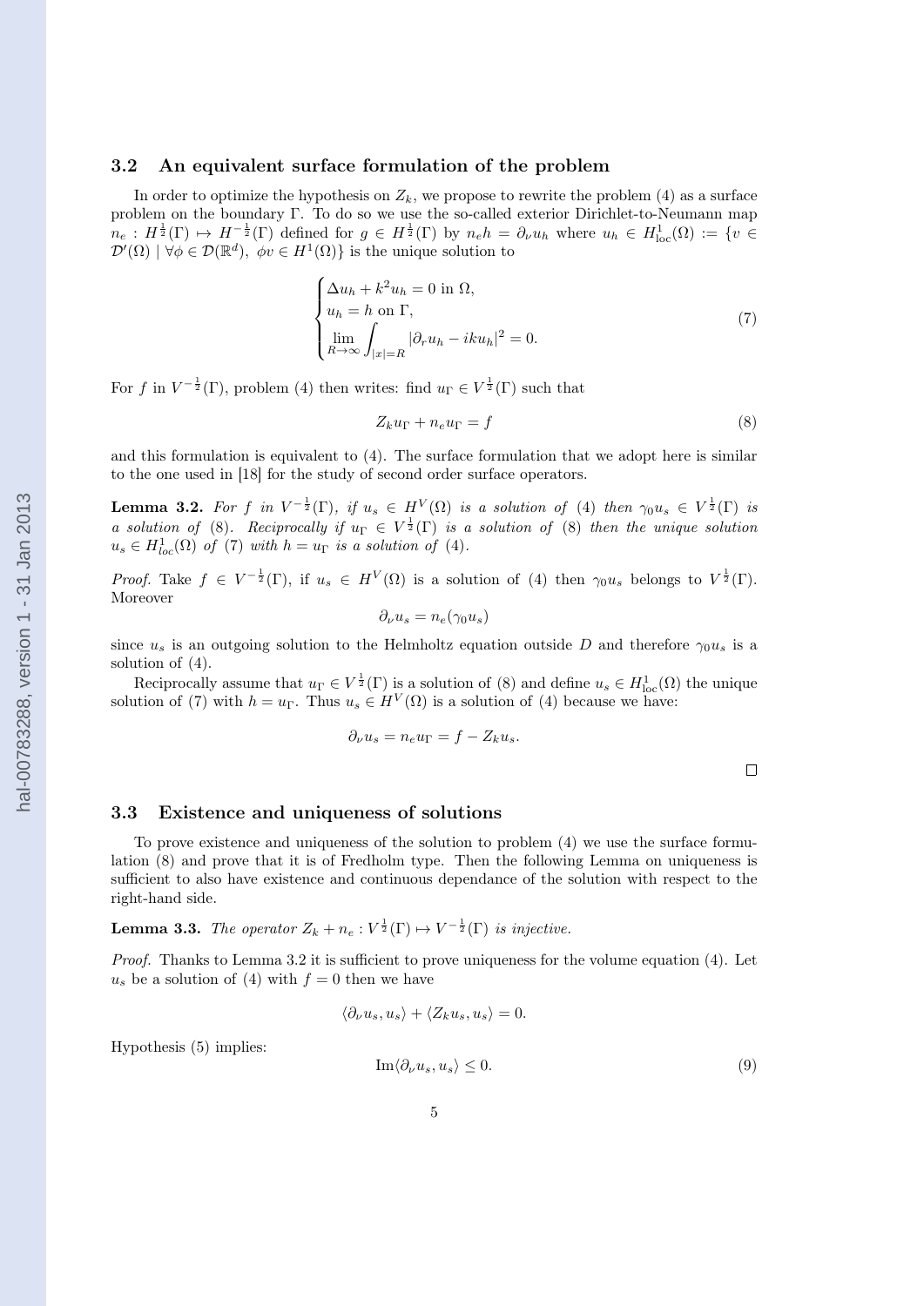### 3.2 An equivalent surface formulation of the problem

In order to optimize the hypothesis on $Z_k$, we propose to rewrite the problem (4) as a surface problem on the boundary $\Gamma$. To do so we use the so-called exterior Dirichlet-to-Neumann map $n_e : H^{\frac{1}{2}}(\Gamma) \mapsto H^{-\frac{1}{2}}(\Gamma)$ defined for $g \in H^{\frac{1}{2}}(\Gamma)$ by $n_e h = \partial_\nu u_h$ where $u_h \in H^1_{\mathrm{loc}}(\Omega) := \{v \in \mathcal{D}'(\Omega) \mid \forall \phi \in \mathcal{D}(\mathbb{R}^d),\ \phi v \in H^1(\Omega)\}$ is the unique solution to

$$\begin{cases} \Delta u_h + k^2 u_h = 0 \text{ in } \Omega, \\ u_h = h \text{ on } \Gamma, \\ \displaystyle\lim_{R\to\infty} \int_{|x|=R} |\partial_r u_h - iku_h|^2 = 0. \end{cases} \tag{7}$$

For $f$ in $V^{-\frac{1}{2}}(\Gamma)$, problem (4) then writes: find $u_\Gamma \in V^{\frac{1}{2}}(\Gamma)$ such that

$$Z_k u_\Gamma + n_e u_\Gamma = f \tag{8}$$

and this formulation is equivalent to (4). The surface formulation that we adopt here is similar to the one used in [18] for the study of second order surface operators.

**Lemma 3.2.** *For $f$ in $V^{-\frac{1}{2}}(\Gamma)$, if $u_s \in H^V(\Omega)$ is a solution of (4) then $\gamma_0 u_s \in V^{\frac{1}{2}}(\Gamma)$ is a solution of (8). Reciprocally if $u_\Gamma \in V^{\frac{1}{2}}(\Gamma)$ is a solution of (8) then the unique solution $u_s \in H^1_{loc}(\Omega)$ of (7) with $h = u_\Gamma$ is a solution of (4).*

*Proof.* Take $f \in V^{-\frac{1}{2}}(\Gamma)$, if $u_s \in H^V(\Omega)$ is a solution of (4) then $\gamma_0 u_s$ belongs to $V^{\frac{1}{2}}(\Gamma)$. Moreover

$$\partial_\nu u_s = n_e(\gamma_0 u_s)$$

since $u_s$ is an outgoing solution to the Helmholtz equation outside $D$ and therefore $\gamma_0 u_s$ is a solution of (4).

Reciprocally assume that $u_\Gamma \in V^{\frac{1}{2}}(\Gamma)$ is a solution of (8) and define $u_s \in H^1_{\mathrm{loc}}(\Omega)$ the unique solution of (7) with $h = u_\Gamma$. Thus $u_s \in H^V(\Omega)$ is a solution of (4) because we have:

$$\partial_\nu u_s = n_e u_\Gamma = f - Z_k u_s.$$

□

### 3.3 Existence and uniqueness of solutions

To prove existence and uniqueness of the solution to problem (4) we use the surface formulation (8) and prove that it is of Fredholm type. Then the following Lemma on uniqueness is sufficient to also have existence and continuous dependance of the solution with respect to the right-hand side.

**Lemma 3.3.** *The operator $Z_k + n_e : V^{\frac{1}{2}}(\Gamma) \mapsto V^{-\frac{1}{2}}(\Gamma)$ is injective.*

*Proof.* Thanks to Lemma 3.2 it is sufficient to prove uniqueness for the volume equation (4). Let $u_s$ be a solution of (4) with $f = 0$ then we have

$$\langle \partial_\nu u_s, u_s \rangle + \langle Z_k u_s, u_s \rangle = 0.$$

Hypothesis (5) implies:

$$\mathrm{Im}\langle \partial_\nu u_s, u_s \rangle \leq 0. \tag{9}$$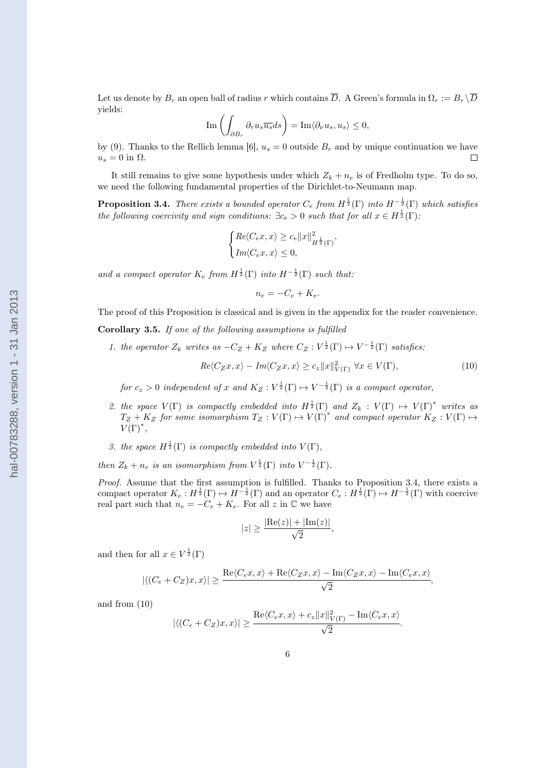Let us denote by $B_r$ an open ball of radius $r$ which contains $\overline{D}$. A Green's formula in $\Omega_r := B_r \backslash \overline{D}$ yields:

$$\mathrm{Im}\left(\int_{\partial B_r} \partial_r u_s \overline{u_s} ds\right) = \mathrm{Im}\langle \partial_\nu u_s, u_s\rangle \leq 0,$$

by (9). Thanks to the Rellich lemma [6], $u_s = 0$ outside $B_r$ and by unique continuation we have $u_s = 0$ in $\Omega$. $\square$

It still remains to give some hypothesis under which $Z_k + n_e$ is of Fredholm type. To do so, we need the following fundamental properties of the Dirichlet-to-Neumann map.

**Proposition 3.4.** *There exists a bounded operator $C_e$ from $H^{\frac{1}{2}}(\Gamma)$ into $H^{-\frac{1}{2}}(\Gamma)$ which satisfies the following coercivity and sign conditions: $\exists c_e > 0$ such that for all $x \in H^{\frac{1}{2}}(\Gamma)$:*

$$\begin{cases} Re\langle C_e x, x\rangle \geq c_e \|x\|^2_{H^{\frac{1}{2}}(\Gamma)}, \\ Im\langle C_e x, x\rangle \leq 0, \end{cases}$$

*and a compact operator $K_e$ from $H^{\frac{1}{2}}(\Gamma)$ into $H^{-\frac{1}{2}}(\Gamma)$ such that:*

$$n_e = -C_e + K_e.$$

The proof of this Proposition is classical and is given in the appendix for the reader convenience.

**Corollary 3.5.** *If one of the following assumptions is fulfilled*

1. *the operator $Z_k$ writes as $-C_Z + K_Z$ where $C_Z : V^{\frac{1}{2}}(\Gamma) \mapsto V^{-\frac{1}{2}}(\Gamma)$ satisfies:*

$$Re\langle C_Z x, x\rangle - Im\langle C_Z x, x\rangle \geq c_z \|x\|^2_{V(\Gamma)} \ \forall x \in V(\Gamma), \tag{10}$$

   *for $c_z > 0$ independent of $x$ and $K_Z : V^{\frac{1}{2}}(\Gamma) \mapsto V^{-\frac{1}{2}}(\Gamma)$ is a compact operator,*

2. *the space $V(\Gamma)$ is compactly embedded into $H^{\frac{1}{2}}(\Gamma)$ and $Z_k : V(\Gamma) \mapsto V(\Gamma)^*$ writes as $T_Z + K_Z$ for some isomorphism $T_Z : V(\Gamma) \mapsto V(\Gamma)^*$ and compact operator $K_Z : V(\Gamma) \mapsto V(\Gamma)^*$,*

3. *the space $H^{\frac{1}{2}}(\Gamma)$ is compactly embedded into $V(\Gamma)$,*

*then $Z_k + n_e$ is an isomorphism from $V^{\frac{1}{2}}(\Gamma)$ into $V^{-\frac{1}{2}}(\Gamma)$.*

*Proof.* Assume that the first assumption is fulfilled. Thanks to Proposition 3.4, there exists a compact operator $K_e : H^{\frac{1}{2}}(\Gamma) \mapsto H^{-\frac{1}{2}}(\Gamma)$ and an operator $C_e : H^{\frac{1}{2}}(\Gamma) \mapsto H^{-\frac{1}{2}}(\Gamma)$ with coercive real part such that $n_e = -C_e + K_e$. For all $z$ in $\mathbb{C}$ we have

$$|z| \geq \frac{|\mathrm{Re}(z)| + |\mathrm{Im}(z)|}{\sqrt{2}},$$

and then for all $x \in V^{\frac{1}{2}}(\Gamma)$

$$|\langle (C_e + C_Z)x, x\rangle| \geq \frac{\mathrm{Re}\langle C_e x, x\rangle + \mathrm{Re}\langle C_Z x, x\rangle - \mathrm{Im}\langle C_Z x, x\rangle - \mathrm{Im}\langle C_e x, x\rangle}{\sqrt{2}},$$

and from (10)

$$|\langle (C_e + C_Z)x, x\rangle| \geq \frac{\mathrm{Re}\langle C_e x, x\rangle + c_z \|x\|^2_{V(\Gamma)} - \mathrm{Im}\langle C_e x, x\rangle}{\sqrt{2}}.$$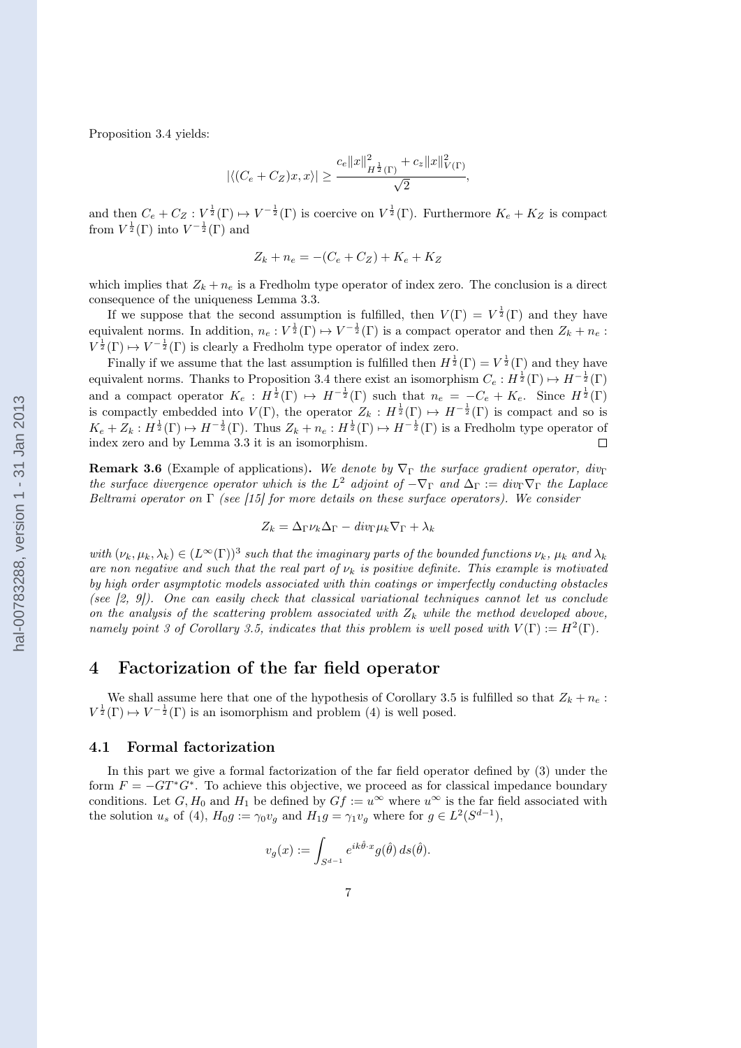Proposition 3.4 yields:

$$|\langle (C_e + C_Z)x, x\rangle| \geq \frac{c_e \|x\|^2_{H^{\frac{1}{2}}(\Gamma)} + c_z \|x\|^2_{V(\Gamma)}}{\sqrt{2}},$$

and then $C_e + C_Z : V^{\frac{1}{2}}(\Gamma) \mapsto V^{-\frac{1}{2}}(\Gamma)$ is coercive on $V^{\frac{1}{2}}(\Gamma)$. Furthermore $K_e + K_Z$ is compact from $V^{\frac{1}{2}}(\Gamma)$ into $V^{-\frac{1}{2}}(\Gamma)$ and

$$Z_k + n_e = -(C_e + C_Z) + K_e + K_Z$$

which implies that $Z_k + n_e$ is a Fredholm type operator of index zero. The conclusion is a direct consequence of the uniqueness Lemma 3.3.

If we suppose that the second assumption is fulfilled, then $V(\Gamma) = V^{\frac{1}{2}}(\Gamma)$ and they have equivalent norms. In addition, $n_e : V^{\frac{1}{2}}(\Gamma) \mapsto V^{-\frac{1}{2}}(\Gamma)$ is a compact operator and then $Z_k + n_e : V^{\frac{1}{2}}(\Gamma) \mapsto V^{-\frac{1}{2}}(\Gamma)$ is clearly a Fredholm type operator of index zero.

Finally if we assume that the last assumption is fulfilled then $H^{\frac{1}{2}}(\Gamma) = V^{\frac{1}{2}}(\Gamma)$ and they have equivalent norms. Thanks to Proposition 3.4 there exist an isomorphism $C_e : H^{\frac{1}{2}}(\Gamma) \mapsto H^{-\frac{1}{2}}(\Gamma)$ and a compact operator $K_e : H^{\frac{1}{2}}(\Gamma) \mapsto H^{-\frac{1}{2}}(\Gamma)$ such that $n_e = -C_e + K_e$. Since $H^{\frac{1}{2}}(\Gamma)$ is compactly embedded into $V(\Gamma)$, the operator $Z_k : H^{\frac{1}{2}}(\Gamma) \mapsto H^{-\frac{1}{2}}(\Gamma)$ is compact and so is $K_e + Z_k : H^{\frac{1}{2}}(\Gamma) \mapsto H^{-\frac{1}{2}}(\Gamma)$. Thus $Z_k + n_e : H^{\frac{1}{2}}(\Gamma) \mapsto H^{-\frac{1}{2}}(\Gamma)$ is a Fredholm type operator of index zero and by Lemma 3.3 it is an isomorphism. □

**Remark 3.6** (Example of applications). *We denote by $\nabla_\Gamma$ the surface gradient operator, $div_\Gamma$ the surface divergence operator which is the $L^2$ adjoint of $-\nabla_\Gamma$ and $\Delta_\Gamma := div_\Gamma \nabla_\Gamma$ the Laplace Beltrami operator on $\Gamma$ (see [15] for more details on these surface operators). We consider*

$$Z_k = \Delta_\Gamma \nu_k \Delta_\Gamma - div_\Gamma \mu_k \nabla_\Gamma + \lambda_k$$

*with $(\nu_k, \mu_k, \lambda_k) \in (L^\infty(\Gamma))^3$ such that the imaginary parts of the bounded functions $\nu_k$, $\mu_k$ and $\lambda_k$ are non negative and such that the real part of $\nu_k$ is positive definite. This example is motivated by high order asymptotic models associated with thin coatings or imperfectly conducting obstacles (see [2, 9]). One can easily check that classical variational techniques cannot let us conclude on the analysis of the scattering problem associated with $Z_k$ while the method developed above, namely point 3 of Corollary 3.5, indicates that this problem is well posed with $V(\Gamma) := H^2(\Gamma)$.*

# 4 Factorization of the far field operator

We shall assume here that one of the hypothesis of Corollary 3.5 is fulfilled so that $Z_k + n_e : V^{\frac{1}{2}}(\Gamma) \mapsto V^{-\frac{1}{2}}(\Gamma)$ is an isomorphism and problem (4) is well posed.

## 4.1 Formal factorization

In this part we give a formal factorization of the far field operator defined by (3) under the form $F = -GT^*G^*$. To achieve this objective, we proceed as for classical impedance boundary conditions. Let $G, H_0$ and $H_1$ be defined by $Gf := u^\infty$ where $u^\infty$ is the far field associated with the solution $u_s$ of (4), $H_0 g := \gamma_0 v_g$ and $H_1 g = \gamma_1 v_g$ where for $g \in L^2(S^{d-1})$,

$$v_g(x) := \int_{S^{d-1}} e^{ik\hat{\theta}\cdot x} g(\hat{\theta})\, ds(\hat{\theta}).$$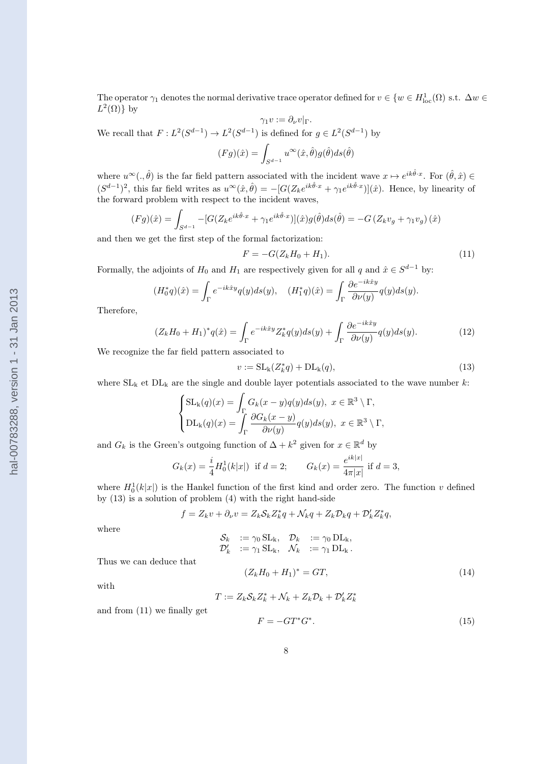The operator $\gamma_1$ denotes the normal derivative trace operator defined for $v \in \{w \in H^1_{\text{loc}}(\Omega)$ s.t. $\Delta w \in L^2(\Omega)\}$ by

$$\gamma_1 v := \partial_\nu v|_\Gamma.$$

We recall that $F : L^2(S^{d-1}) \to L^2(S^{d-1})$ is defined for $g \in L^2(S^{d-1})$ by

$$(Fg)(\hat{x}) = \int_{S^{d-1}} u^\infty(\hat{x}, \hat{\theta}) g(\hat{\theta}) ds(\hat{\theta})$$

where $u^\infty(., \hat{\theta})$ is the far field pattern associated with the incident wave $x \mapsto e^{ik\hat{\theta}\cdot x}$. For $(\hat{\theta}, \hat{x}) \in (S^{d-1})^2$, this far field writes as $u^\infty(\hat{x}, \hat{\theta}) = -[G(Z_k e^{ik\hat{\theta}\cdot x} + \gamma_1 e^{ik\hat{\theta}\cdot x})](\hat{x})$. Hence, by linearity of the forward problem with respect to the incident waves,

$$(Fg)(\hat{x}) = \int_{S^{d-1}} -[G(Z_k e^{ik\hat{\theta}\cdot x} + \gamma_1 e^{ik\hat{\theta}\cdot x})](\hat{x}) g(\hat{\theta}) ds(\hat{\theta}) = -G\left(Z_k v_g + \gamma_1 v_g\right)(\hat{x})$$

and then we get the first step of the formal factorization:

$$F = -G(Z_k H_0 + H_1). \tag{11}$$

Formally, the adjoints of $H_0$ and $H_1$ are respectively given for all $q$ and $\hat{x} \in S^{d-1}$ by:

$$(H_0^* q)(\hat{x}) = \int_\Gamma e^{-ik\hat{x}y} q(y) ds(y), \quad (H_1^* q)(\hat{x}) = \int_\Gamma \frac{\partial e^{-ik\hat{x}y}}{\partial \nu(y)} q(y) ds(y).$$

Therefore,

$$(Z_k H_0 + H_1)^* q(\hat{x}) = \int_\Gamma e^{-ik\hat{x}y} Z_k^* q(y) ds(y) + \int_\Gamma \frac{\partial e^{-ik\hat{x}y}}{\partial \nu(y)} q(y) ds(y). \tag{12}$$

We recognize the far field pattern associated to

$$v := \mathrm{SL_k}(Z_k^* q) + \mathrm{DL_k}(q), \tag{13}$$

where $\mathrm{SL_k}$ et $\mathrm{DL_k}$ are the single and double layer potentials associated to the wave number $k$:

$$\begin{cases} \mathrm{SL_k}(q)(x) = \displaystyle\int_\Gamma G_k(x-y) q(y) ds(y), \; x \in \mathbb{R}^3 \setminus \Gamma, \\ \mathrm{DL_k}(q)(x) = \displaystyle\int_\Gamma \frac{\partial G_k(x-y)}{\partial \nu(y)} q(y) ds(y), \; x \in \mathbb{R}^3 \setminus \Gamma, \end{cases}$$

and $G_k$ is the Green's outgoing function of $\Delta + k^2$ given for $x \in \mathbb{R}^d$ by

$$G_k(x) = \frac{i}{4} H_0^1(k|x|) \text{ if } d = 2; \qquad G_k(x) = \frac{e^{ik|x|}}{4\pi|x|} \text{ if } d = 3,$$

where $H_0^1(k|x|)$ is the Hankel function of the first kind and order zero. The function $v$ defined by (13) is a solution of problem (4) with the right hand-side

$$f = Z_k v + \partial_\nu v = Z_k \mathcal{S}_k Z_k^* q + \mathcal{N}_k q + Z_k \mathcal{D}_k q + \mathcal{D}'_k Z_k^* q,$$

where

$$\begin{array}{llll} \mathcal{S}_k & := \gamma_0 \,\mathrm{SL_k}, & \mathcal{D}_k & := \gamma_0 \,\mathrm{DL_k}, \\ \mathcal{D}'_k & := \gamma_1 \,\mathrm{SL_k}, & \mathcal{N}_k & := \gamma_1 \,\mathrm{DL_k}. \end{array}$$

Thus we can deduce that

$$(Z_k H_0 + H_1)^* = GT, \tag{14}$$

with

$$T := Z_k \mathcal{S}_k Z_k^* + \mathcal{N}_k + Z_k \mathcal{D}_k + \mathcal{D}'_k Z_k^*$$

and from (11) we finally get

$$F = -GT^*G^*. \tag{15}$$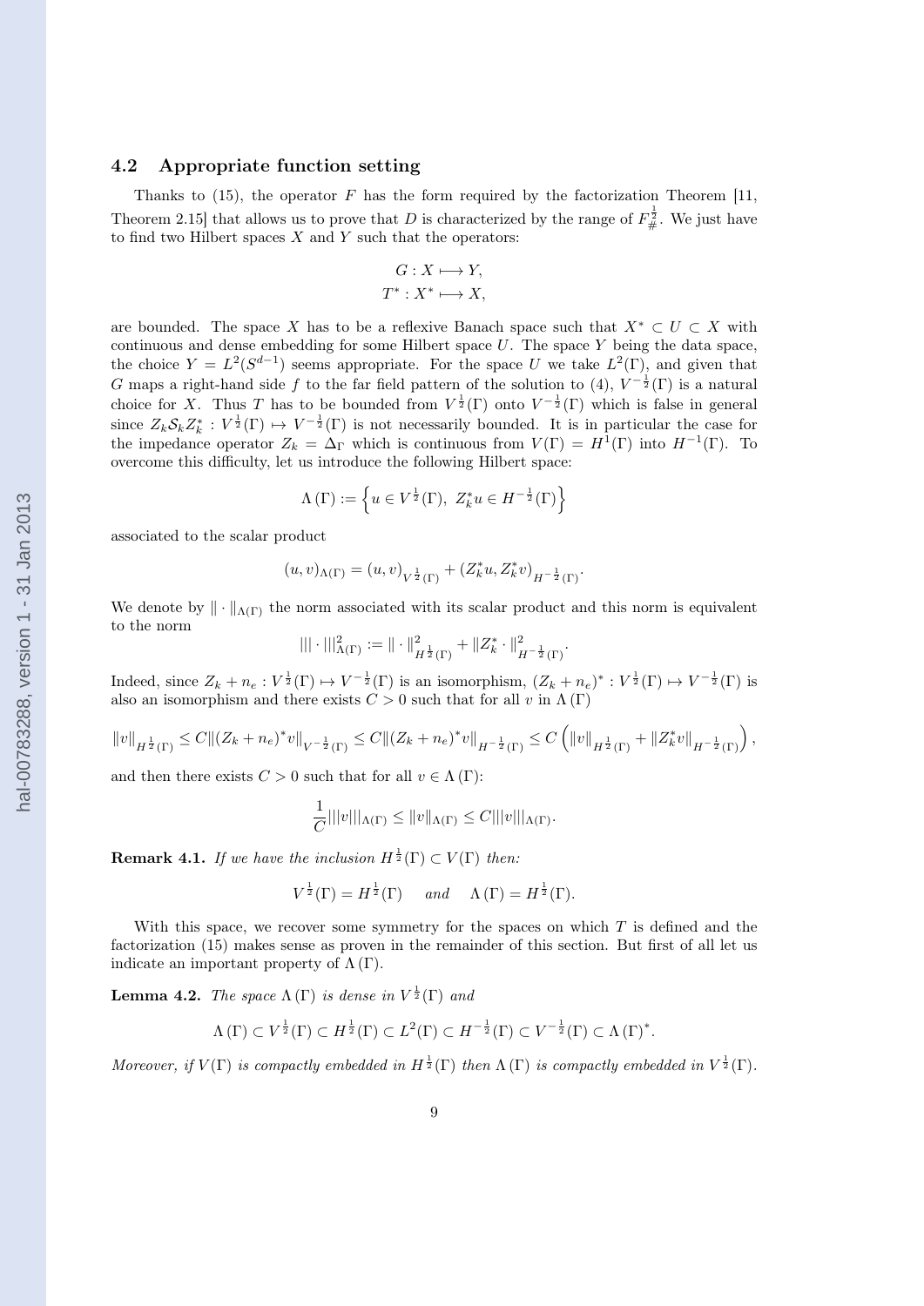### 4.2 Appropriate function setting

Thanks to (15), the operator $F$ has the form required by the factorization Theorem [11, Theorem 2.15] that allows us to prove that $D$ is characterized by the range of $F_{\#}^{\frac{1}{2}}$. We just have to find two Hilbert spaces $X$ and $Y$ such that the operators:

$$G : X \longmapsto Y,$$
$$T^* : X^* \longmapsto X,$$

are bounded. The space $X$ has to be a reflexive Banach space such that $X^* \subset U \subset X$ with continuous and dense embedding for some Hilbert space $U$. The space $Y$ being the data space, the choice $Y = L^2(S^{d-1})$ seems appropriate. For the space $U$ we take $L^2(\Gamma)$, and given that $G$ maps a right-hand side $f$ to the far field pattern of the solution to (4), $V^{-\frac{1}{2}}(\Gamma)$ is a natural choice for $X$. Thus $T$ has to be bounded from $V^{\frac{1}{2}}(\Gamma)$ onto $V^{-\frac{1}{2}}(\Gamma)$ which is false in general since $Z_k \mathcal{S}_k Z_k^* : V^{\frac{1}{2}}(\Gamma) \mapsto V^{-\frac{1}{2}}(\Gamma)$ is not necessarily bounded. It is in particular the case for the impedance operator $Z_k = \Delta_\Gamma$ which is continuous from $V(\Gamma) = H^1(\Gamma)$ into $H^{-1}(\Gamma)$. To overcome this difficulty, let us introduce the following Hilbert space:

$$\Lambda(\Gamma) := \left\{ u \in V^{\frac{1}{2}}(\Gamma),\ Z_k^* u \in H^{-\frac{1}{2}}(\Gamma) \right\}$$

associated to the scalar product

$$(u, v)_{\Lambda(\Gamma)} = (u, v)_{V^{\frac{1}{2}}(\Gamma)} + (Z_k^* u, Z_k^* v)_{H^{-\frac{1}{2}}(\Gamma)}.$$

We denote by $\| \cdot \|_{\Lambda(\Gamma)}$ the norm associated with its scalar product and this norm is equivalent to the norm

$$||| \cdot |||^2_{\Lambda(\Gamma)} := \| \cdot \|^2_{H^{\frac{1}{2}}(\Gamma)} + \| Z_k^* \cdot \|^2_{H^{-\frac{1}{2}}(\Gamma)}.$$

Indeed, since $Z_k + n_e : V^{\frac{1}{2}}(\Gamma) \mapsto V^{-\frac{1}{2}}(\Gamma)$ is an isomorphism, $(Z_k + n_e)^* : V^{\frac{1}{2}}(\Gamma) \mapsto V^{-\frac{1}{2}}(\Gamma)$ is also an isomorphism and there exists $C > 0$ such that for all $v$ in $\Lambda(\Gamma)$

$$\|v\|_{H^{\frac{1}{2}}(\Gamma)} \leq C \|(Z_k + n_e)^* v\|_{V^{-\frac{1}{2}}(\Gamma)} \leq C \|(Z_k + n_e)^* v\|_{H^{-\frac{1}{2}}(\Gamma)} \leq C \left( \|v\|_{H^{\frac{1}{2}}(\Gamma)} + \|Z_k^* v\|_{H^{-\frac{1}{2}}(\Gamma)} \right),$$

and then there exists $C > 0$ such that for all $v \in \Lambda(\Gamma)$:

$$\frac{1}{C} |||v|||_{\Lambda(\Gamma)} \leq \|v\|_{\Lambda(\Gamma)} \leq C |||v|||_{\Lambda(\Gamma)}.$$

**Remark 4.1.** *If we have the inclusion $H^{\frac{1}{2}}(\Gamma) \subset V(\Gamma)$ then:*

$$V^{\frac{1}{2}}(\Gamma) = H^{\frac{1}{2}}(\Gamma) \quad \text{ and } \quad \Lambda(\Gamma) = H^{\frac{1}{2}}(\Gamma).$$

With this space, we recover some symmetry for the spaces on which $T$ is defined and the factorization (15) makes sense as proven in the remainder of this section. But first of all let us indicate an important property of $\Lambda(\Gamma)$.

**Lemma 4.2.** *The space $\Lambda(\Gamma)$ is dense in $V^{\frac{1}{2}}(\Gamma)$ and*

$$\Lambda(\Gamma) \subset V^{\frac{1}{2}}(\Gamma) \subset H^{\frac{1}{2}}(\Gamma) \subset L^2(\Gamma) \subset H^{-\frac{1}{2}}(\Gamma) \subset V^{-\frac{1}{2}}(\Gamma) \subset \Lambda(\Gamma)^*.$$

*Moreover, if $V(\Gamma)$ is compactly embedded in $H^{\frac{1}{2}}(\Gamma)$ then $\Lambda(\Gamma)$ is compactly embedded in $V^{\frac{1}{2}}(\Gamma)$.*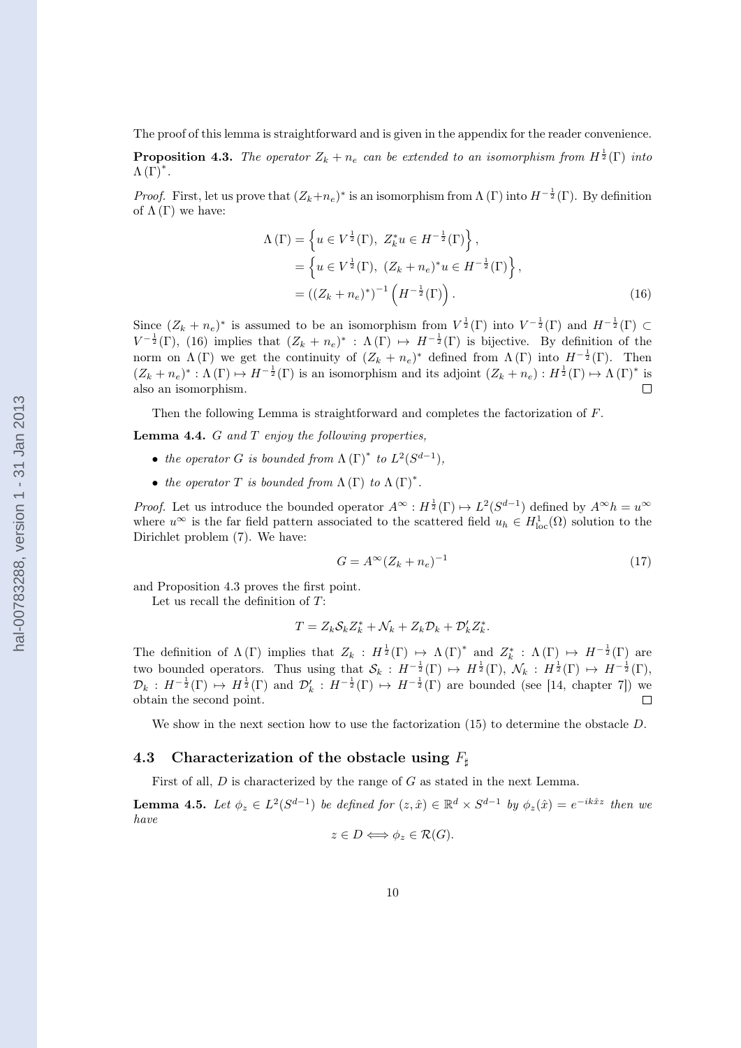The proof of this lemma is straightforward and is given in the appendix for the reader convenience.

**Proposition 4.3.** *The operator $Z_k + n_e$ can be extended to an isomorphism from $H^{\frac{1}{2}}(\Gamma)$ into $\Lambda(\Gamma)^*$.*

*Proof.* First, let us prove that $(Z_k+n_e)^*$ is an isomorphism from $\Lambda(\Gamma)$ into $H^{-\frac{1}{2}}(\Gamma)$. By definition of $\Lambda(\Gamma)$ we have:

$$
\begin{aligned}
\Lambda(\Gamma) &= \left\{ u \in V^{\frac{1}{2}}(\Gamma),\ Z_k^* u \in H^{-\frac{1}{2}}(\Gamma) \right\}, \\
&= \left\{ u \in V^{\frac{1}{2}}(\Gamma),\ (Z_k+n_e)^* u \in H^{-\frac{1}{2}}(\Gamma) \right\}, \\
&= \left((Z_k+n_e)^*\right)^{-1} \left( H^{-\frac{1}{2}}(\Gamma) \right).
\end{aligned} \tag{16}
$$

Since $(Z_k+n_e)^*$ is assumed to be an isomorphism from $V^{\frac{1}{2}}(\Gamma)$ into $V^{-\frac{1}{2}}(\Gamma)$ and $H^{-\frac{1}{2}}(\Gamma) \subset V^{-\frac{1}{2}}(\Gamma)$, (16) implies that $(Z_k+n_e)^* : \Lambda(\Gamma) \mapsto H^{-\frac{1}{2}}(\Gamma)$ is bijective. By definition of the norm on $\Lambda(\Gamma)$ we get the continuity of $(Z_k+n_e)^*$ defined from $\Lambda(\Gamma)$ into $H^{-\frac{1}{2}}(\Gamma)$. Then $(Z_k+n_e)^* : \Lambda(\Gamma) \mapsto H^{-\frac{1}{2}}(\Gamma)$ is an isomorphism and its adjoint $(Z_k+n_e) : H^{\frac{1}{2}}(\Gamma) \mapsto \Lambda(\Gamma)^*$ is also an isomorphism. $\square$

Then the following Lemma is straightforward and completes the factorization of $F$.

**Lemma 4.4.** *$G$ and $T$ enjoy the following properties,*

- *the operator $G$ is bounded from $\Lambda(\Gamma)^*$ to $L^2(S^{d-1})$,*
- *the operator $T$ is bounded from $\Lambda(\Gamma)$ to $\Lambda(\Gamma)^*$.*

*Proof.* Let us introduce the bounded operator $A^\infty : H^{\frac{1}{2}}(\Gamma) \mapsto L^2(S^{d-1})$ defined by $A^\infty h = u^\infty$ where $u^\infty$ is the far field pattern associated to the scattered field $u_h \in H^1_{\text{loc}}(\Omega)$ solution to the Dirichlet problem (7). We have:

$$
G = A^\infty (Z_k + n_e)^{-1} \tag{17}
$$

and Proposition 4.3 proves the first point.

Let us recall the definition of $T$:

$$
T = Z_k \mathcal{S}_k Z_k^* + \mathcal{N}_k + Z_k \mathcal{D}_k + \mathcal{D}_k' Z_k^*.
$$

The definition of $\Lambda(\Gamma)$ implies that $Z_k : H^{\frac{1}{2}}(\Gamma) \mapsto \Lambda(\Gamma)^*$ and $Z_k^* : \Lambda(\Gamma) \mapsto H^{-\frac{1}{2}}(\Gamma)$ are two bounded operators. Thus using that $\mathcal{S}_k : H^{-\frac{1}{2}}(\Gamma) \mapsto H^{\frac{1}{2}}(\Gamma)$, $\mathcal{N}_k : H^{\frac{1}{2}}(\Gamma) \mapsto H^{-\frac{1}{2}}(\Gamma)$, $\mathcal{D}_k : H^{-\frac{1}{2}}(\Gamma) \mapsto H^{\frac{1}{2}}(\Gamma)$ and $\mathcal{D}_k' : H^{-\frac{1}{2}}(\Gamma) \mapsto H^{-\frac{1}{2}}(\Gamma)$ are bounded (see [14, chapter 7]) we obtain the second point. $\square$

We show in the next section how to use the factorization (15) to determine the obstacle $D$.

### 4.3 Characterization of the obstacle using $F_\sharp$

First of all, $D$ is characterized by the range of $G$ as stated in the next Lemma.

**Lemma 4.5.** *Let $\phi_z \in L^2(S^{d-1})$ be defined for $(z, \hat{x}) \in \mathbb{R}^d \times S^{d-1}$ by $\phi_z(\hat{x}) = e^{-ik\hat{x}z}$ then we have*

$$
z \in D \Longleftrightarrow \phi_z \in \mathcal{R}(G).
$$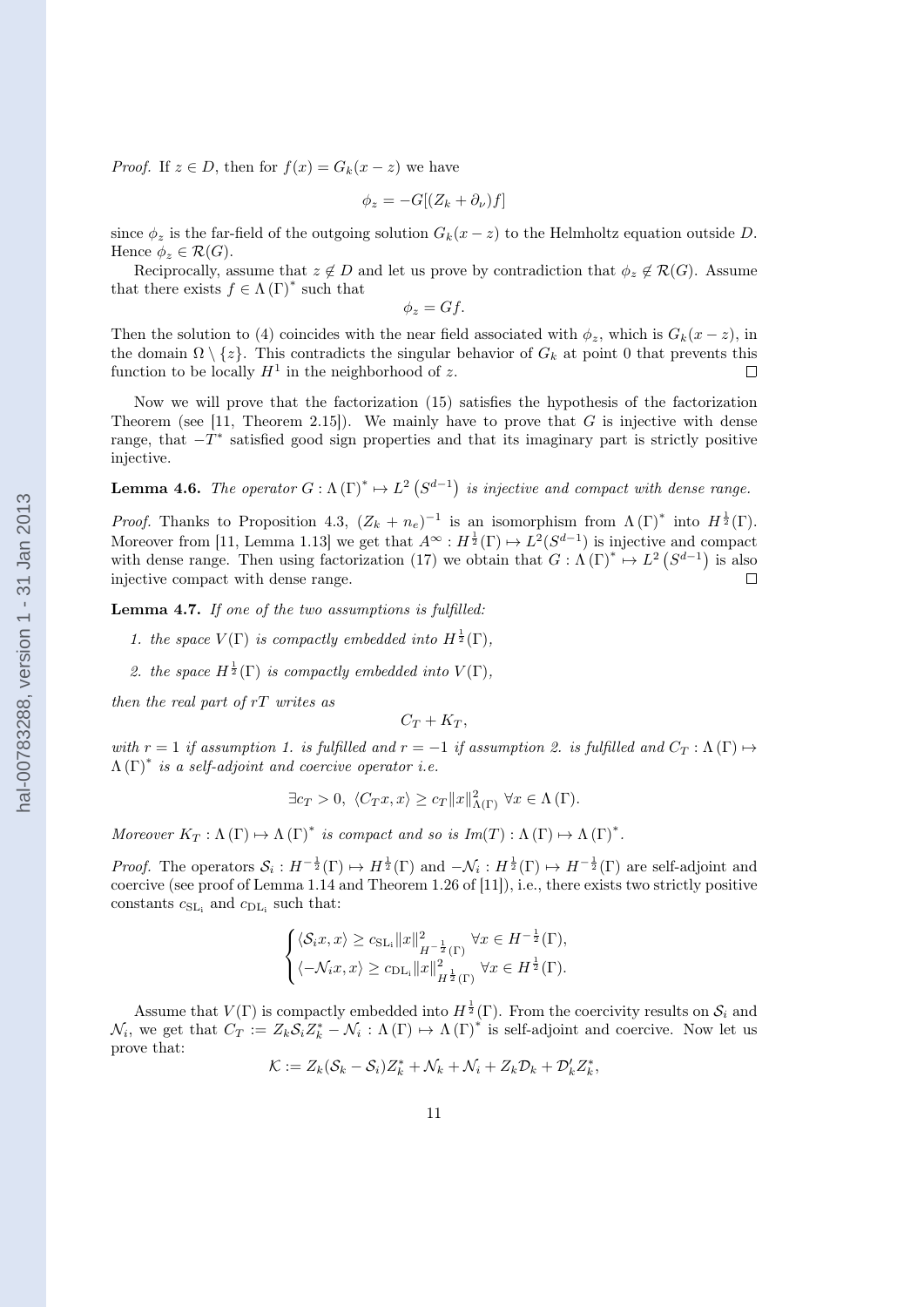*Proof.* If $z \in D$, then for $f(x) = G_k(x-z)$ we have

$$\phi_z = -G[(Z_k + \partial_\nu)f]$$

since $\phi_z$ is the far-field of the outgoing solution $G_k(x-z)$ to the Helmholtz equation outside $D$. Hence $\phi_z \in \mathcal{R}(G)$.

Reciprocally, assume that $z \notin D$ and let us prove by contradiction that $\phi_z \notin \mathcal{R}(G)$. Assume that there exists $f \in \Lambda(\Gamma)^*$ such that

$$\phi_z = Gf.$$

Then the solution to (4) coincides with the near field associated with $\phi_z$, which is $G_k(x-z)$, in the domain $\Omega \setminus \{z\}$. This contradicts the singular behavior of $G_k$ at point 0 that prevents this function to be locally $H^1$ in the neighborhood of $z$. $\square$

Now we will prove that the factorization (15) satisfies the hypothesis of the factorization Theorem (see [11, Theorem 2.15]). We mainly have to prove that $G$ is injective with dense range, that $-T^*$ satisfied good sign properties and that its imaginary part is strictly positive injective.

**Lemma 4.6.** *The operator $G : \Lambda(\Gamma)^* \mapsto L^2(S^{d-1})$ is injective and compact with dense range.*

*Proof.* Thanks to Proposition 4.3, $(Z_k + n_e)^{-1}$ is an isomorphism from $\Lambda(\Gamma)^*$ into $H^{\frac{1}{2}}(\Gamma)$. Moreover from [11, Lemma 1.13] we get that $A^\infty : H^{\frac{1}{2}}(\Gamma) \mapsto L^2(S^{d-1})$ is injective and compact with dense range. Then using factorization (17) we obtain that $G : \Lambda(\Gamma)^* \mapsto L^2(S^{d-1})$ is also injective compact with dense range. $\square$

**Lemma 4.7.** *If one of the two assumptions is fulfilled:*

1. *the space $V(\Gamma)$ is compactly embedded into $H^{\frac{1}{2}}(\Gamma)$,*
2. *the space $H^{\frac{1}{2}}(\Gamma)$ is compactly embedded into $V(\Gamma)$,*

*then the real part of $rT$ writes as*

$$C_T + K_T,$$

*with $r = 1$ if assumption 1. is fulfilled and $r = -1$ if assumption 2. is fulfilled and $C_T : \Lambda(\Gamma) \mapsto \Lambda(\Gamma)^*$ is a self-adjoint and coercive operator i.e.*

$$\exists c_T > 0, \ \langle C_T x, x\rangle \geq c_T \|x\|^2_{\Lambda(\Gamma)} \ \forall x \in \Lambda(\Gamma).$$

*Moreover $K_T : \Lambda(\Gamma) \mapsto \Lambda(\Gamma)^*$ is compact and so is $Im(T) : \Lambda(\Gamma) \mapsto \Lambda(\Gamma)^*$.*

*Proof.* The operators $\mathcal{S}_i : H^{-\frac{1}{2}}(\Gamma) \mapsto H^{\frac{1}{2}}(\Gamma)$ and $-\mathcal{N}_i : H^{\frac{1}{2}}(\Gamma) \mapsto H^{-\frac{1}{2}}(\Gamma)$ are self-adjoint and coercive (see proof of Lemma 1.14 and Theorem 1.26 of [11]), i.e., there exists two strictly positive constants $c_{\mathrm{SL_i}}$ and $c_{\mathrm{DL_i}}$ such that:

$$\begin{cases} \langle \mathcal{S}_i x, x\rangle \geq c_{\mathrm{SL_i}} \|x\|^2_{H^{-\frac{1}{2}}(\Gamma)} \ \forall x \in H^{-\frac{1}{2}}(\Gamma), \\ \langle -\mathcal{N}_i x, x\rangle \geq c_{\mathrm{DL_i}} \|x\|^2_{H^{\frac{1}{2}}(\Gamma)} \ \forall x \in H^{\frac{1}{2}}(\Gamma). \end{cases}$$

Assume that $V(\Gamma)$ is compactly embedded into $H^{\frac{1}{2}}(\Gamma)$. From the coercivity results on $\mathcal{S}_i$ and $\mathcal{N}_i$, we get that $C_T := Z_k \mathcal{S}_i Z_k^* - \mathcal{N}_i : \Lambda(\Gamma) \mapsto \Lambda(\Gamma)^*$ is self-adjoint and coercive. Now let us prove that:

$$\mathcal{K} := Z_k(\mathcal{S}_k - \mathcal{S}_i)Z_k^* + \mathcal{N}_k + \mathcal{N}_i + Z_k\mathcal{D}_k + \mathcal{D}_k' Z_k^*,$$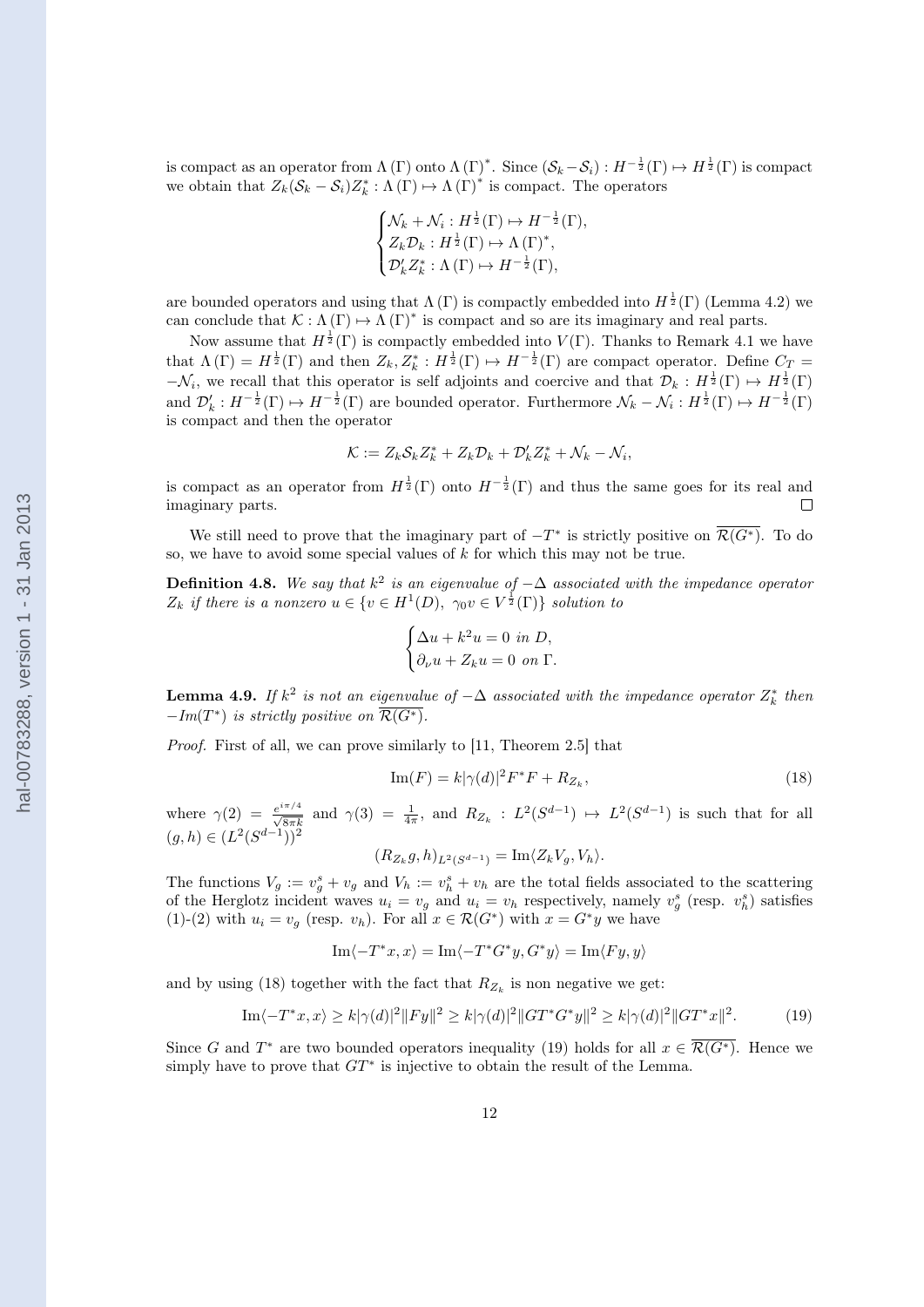is compact as an operator from $\Lambda(\Gamma)$ onto $\Lambda(\Gamma)^*$. Since $(\mathcal{S}_k - \mathcal{S}_i) : H^{-\frac{1}{2}}(\Gamma) \mapsto H^{\frac{1}{2}}(\Gamma)$ is compact we obtain that $Z_k(\mathcal{S}_k - \mathcal{S}_i)Z_k^* : \Lambda(\Gamma) \mapsto \Lambda(\Gamma)^*$ is compact. The operators

$$
\begin{cases}
\mathcal{N}_k + \mathcal{N}_i : H^{\frac{1}{2}}(\Gamma) \mapsto H^{-\frac{1}{2}}(\Gamma), \\
Z_k \mathcal{D}_k : H^{\frac{1}{2}}(\Gamma) \mapsto \Lambda(\Gamma)^*, \\
\mathcal{D}_k' Z_k^* : \Lambda(\Gamma) \mapsto H^{-\frac{1}{2}}(\Gamma),
\end{cases}
$$

are bounded operators and using that $\Lambda(\Gamma)$ is compactly embedded into $H^{\frac{1}{2}}(\Gamma)$ (Lemma 4.2) we can conclude that $\mathcal{K} : \Lambda(\Gamma) \mapsto \Lambda(\Gamma)^*$ is compact and so are its imaginary and real parts.

Now assume that $H^{\frac{1}{2}}(\Gamma)$ is compactly embedded into $V(\Gamma)$. Thanks to Remark 4.1 we have that $\Lambda(\Gamma) = H^{\frac{1}{2}}(\Gamma)$ and then $Z_k, Z_k^* : H^{\frac{1}{2}}(\Gamma) \mapsto H^{-\frac{1}{2}}(\Gamma)$ are compact operator. Define $C_T = -\mathcal{N}_i$, we recall that this operator is self adjoints and coercive and that $\mathcal{D}_k : H^{\frac{1}{2}}(\Gamma) \mapsto H^{\frac{1}{2}}(\Gamma)$ and $\mathcal{D}_k' : H^{-\frac{1}{2}}(\Gamma) \mapsto H^{-\frac{1}{2}}(\Gamma)$ are bounded operator. Furthermore $\mathcal{N}_k - \mathcal{N}_i : H^{\frac{1}{2}}(\Gamma) \mapsto H^{-\frac{1}{2}}(\Gamma)$ is compact and then the operator

$$
\mathcal{K} := Z_k \mathcal{S}_k Z_k^* + Z_k \mathcal{D}_k + \mathcal{D}_k' Z_k^* + \mathcal{N}_k - \mathcal{N}_i,
$$

is compact as an operator from $H^{\frac{1}{2}}(\Gamma)$ onto $H^{-\frac{1}{2}}(\Gamma)$ and thus the same goes for its real and imaginary parts. □

We still need to prove that the imaginary part of $-T^*$ is strictly positive on $\overline{\mathcal{R}(G^*)}$. To do so, we have to avoid some special values of $k$ for which this may not be true.

**Definition 4.8.** *We say that $k^2$ is an eigenvalue of $-\Delta$ associated with the impedance operator $Z_k$ if there is a nonzero $u \in \{v \in H^1(D),\ \gamma_0 v \in V^{\frac{1}{2}}(\Gamma)\}$ solution to*

$$
\begin{cases}
\Delta u + k^2 u = 0 \text{ in } D, \\
\partial_\nu u + Z_k u = 0 \text{ on } \Gamma.
\end{cases}
$$

**Lemma 4.9.** *If $k^2$ is not an eigenvalue of $-\Delta$ associated with the impedance operator $Z_k^*$ then $-Im(T^*)$ is strictly positive on $\overline{\mathcal{R}(G^*)}$.*

*Proof.* First of all, we can prove similarly to [11, Theorem 2.5] that

$$
\mathrm{Im}(F) = k|\gamma(d)|^2 F^* F + R_{Z_k}, \tag{18}
$$

where $\gamma(2) = \frac{e^{i\pi/4}}{\sqrt{8\pi k}}$ and $\gamma(3) = \frac{1}{4\pi}$, and $R_{Z_k} : L^2(S^{d-1}) \mapsto L^2(S^{d-1})$ is such that for all $(g, h) \in (L^2(S^{d-1}))^2$

$$
(R_{Z_k} g, h)_{L^2(S^{d-1})} = \mathrm{Im}\langle Z_k V_g, V_h \rangle.
$$

The functions $V_g := v_g^s + v_g$ and $V_h := v_h^s + v_h$ are the total fields associated to the scattering of the Herglotz incident waves $u_i = v_g$ and $u_i = v_h$ respectively, namely $v_g^s$ (resp. $v_h^s$) satisfies (1)-(2) with $u_i = v_g$ (resp. $v_h$). For all $x \in \mathcal{R}(G^*)$ with $x = G^* y$ we have

$$
\mathrm{Im}\langle -T^* x, x \rangle = \mathrm{Im}\langle -T^* G^* y, G^* y \rangle = \mathrm{Im}\langle F y, y \rangle
$$

and by using (18) together with the fact that $R_{Z_k}$ is non negative we get:

$$
\mathrm{Im}\langle -T^* x, x \rangle \geq k|\gamma(d)|^2 \|Fy\|^2 \geq k|\gamma(d)|^2 \|GT^* G^* y\|^2 \geq k|\gamma(d)|^2 \|GT^* x\|^2. \tag{19}
$$

Since $G$ and $T^*$ are two bounded operators inequality (19) holds for all $x \in \overline{\mathcal{R}(G^*)}$. Hence we simply have to prove that $GT^*$ is injective to obtain the result of the Lemma.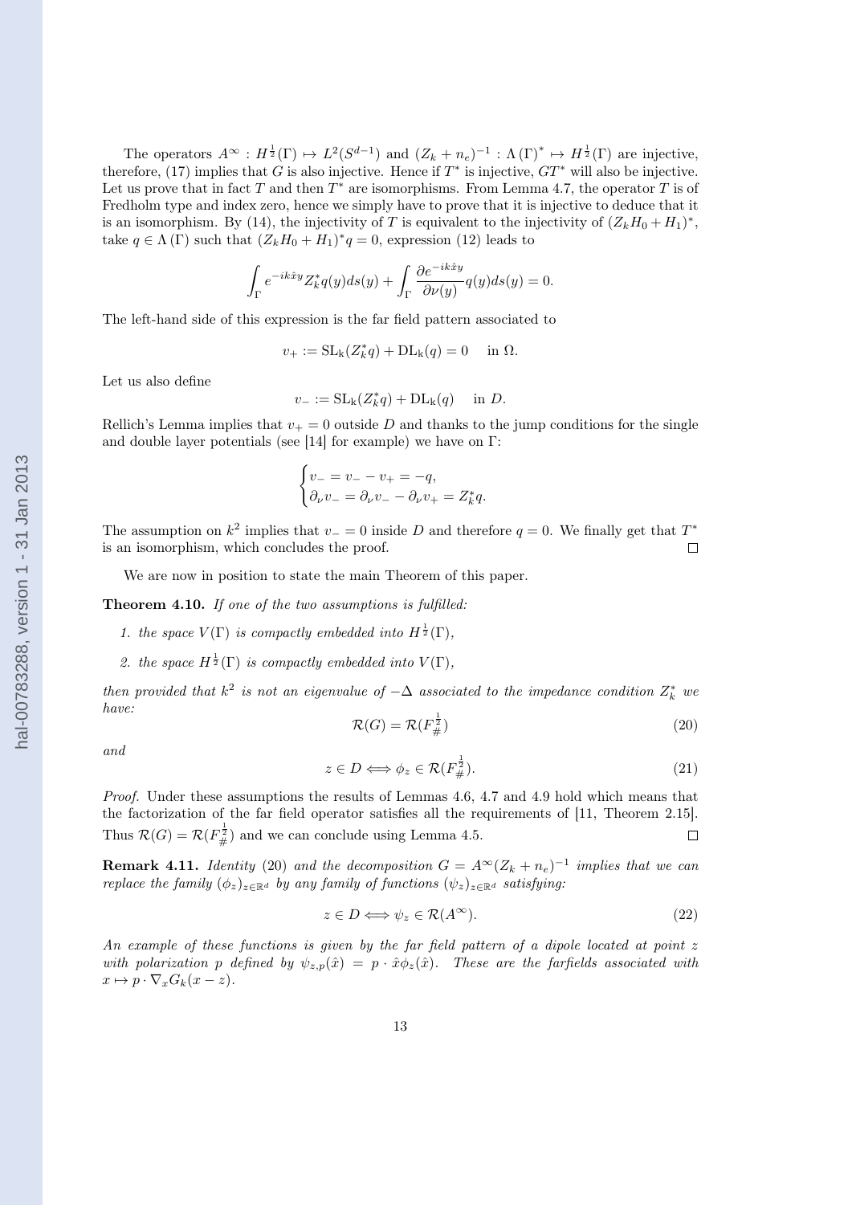The operators $A^\infty : H^{\frac{1}{2}}(\Gamma) \mapsto L^2(S^{d-1})$ and $(Z_k + n_e)^{-1} : \Lambda(\Gamma)^* \mapsto H^{\frac{1}{2}}(\Gamma)$ are injective, therefore, (17) implies that $G$ is also injective. Hence if $T^*$ is injective, $GT^*$ will also be injective. Let us prove that in fact $T$ and then $T^*$ are isomorphisms. From Lemma 4.7, the operator $T$ is of Fredholm type and index zero, hence we simply have to prove that it is injective to deduce that it is an isomorphism. By (14), the injectivity of $T$ is equivalent to the injectivity of $(Z_k H_0 + H_1)^*$, take $q \in \Lambda(\Gamma)$ such that $(Z_k H_0 + H_1)^* q = 0$, expression (12) leads to

$$\int_\Gamma e^{-ik\hat{x}y} Z_k^* q(y) ds(y) + \int_\Gamma \frac{\partial e^{-ik\hat{x}y}}{\partial \nu(y)} q(y) ds(y) = 0.$$

The left-hand side of this expression is the far field pattern associated to

$$v_+ := \mathrm{SL_k}(Z_k^* q) + \mathrm{DL_k}(q) = 0 \quad \text{ in } \Omega.$$

Let us also define

$$v_- := \mathrm{SL_k}(Z_k^* q) + \mathrm{DL_k}(q) \quad \text{ in } D.$$

Rellich's Lemma implies that $v_+ = 0$ outside $D$ and thanks to the jump conditions for the single and double layer potentials (see [14] for example) we have on $\Gamma$:

$$\begin{cases} v_- = v_- - v_+ = -q, \\ \partial_\nu v_- = \partial_\nu v_- - \partial_\nu v_+ = Z_k^* q. \end{cases}$$

The assumption on $k^2$ implies that $v_- = 0$ inside $D$ and therefore $q = 0$. We finally get that $T^*$ is an isomorphism, which concludes the proof. □

We are now in position to state the main Theorem of this paper.

**Theorem 4.10.** *If one of the two assumptions is fulfilled:*

1. *the space $V(\Gamma)$ is compactly embedded into $H^{\frac{1}{2}}(\Gamma)$,*
2. *the space $H^{\frac{1}{2}}(\Gamma)$ is compactly embedded into $V(\Gamma)$,*

*then provided that $k^2$ is not an eigenvalue of $-\Delta$ associated to the impedance condition $Z_k^*$ we have:*

$$\mathcal{R}(G) = \mathcal{R}(F_\#^{\frac{1}{2}}) \tag{20}$$

*and*

$$z \in D \Longleftrightarrow \phi_z \in \mathcal{R}(F_\#^{\frac{1}{2}}). \tag{21}$$

*Proof.* Under these assumptions the results of Lemmas 4.6, 4.7 and 4.9 hold which means that the factorization of the far field operator satisfies all the requirements of [11, Theorem 2.15]. Thus $\mathcal{R}(G) = \mathcal{R}(F_\#^{\frac{1}{2}})$ and we can conclude using Lemma 4.5. □

**Remark 4.11.** *Identity* (20) *and the decomposition $G = A^\infty (Z_k + n_e)^{-1}$ implies that we can replace the family $(\phi_z)_{z \in \mathbb{R}^d}$ by any family of functions $(\psi_z)_{z \in \mathbb{R}^d}$ satisfying:*

$$z \in D \Longleftrightarrow \psi_z \in \mathcal{R}(A^\infty). \tag{22}$$

*An example of these functions is given by the far field pattern of a dipole located at point $z$ with polarization $p$ defined by $\psi_{z,p}(\hat{x}) = p \cdot \hat{x} \phi_z(\hat{x})$. These are the farfields associated with $x \mapsto p \cdot \nabla_x G_k(x - z)$.*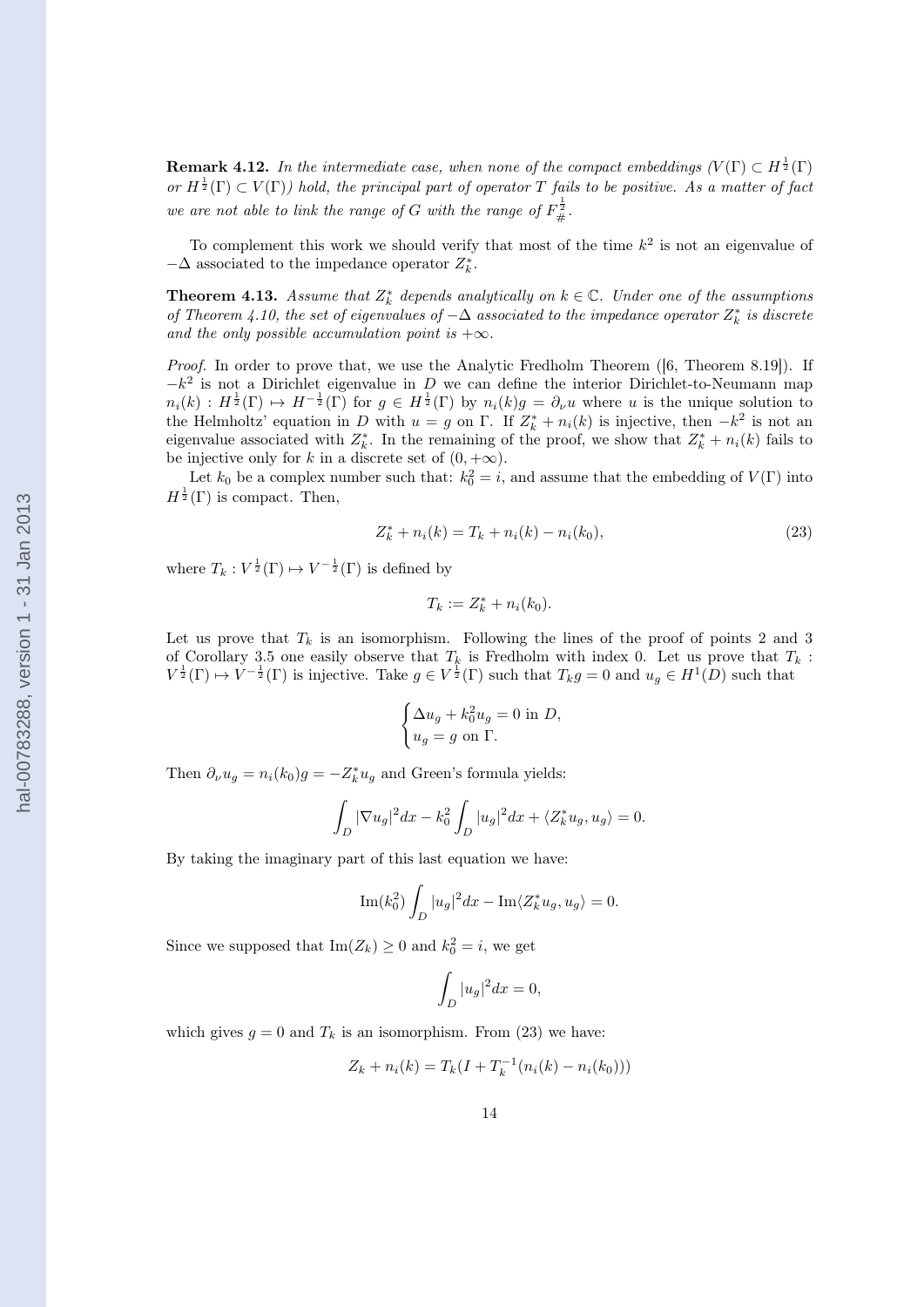**Remark 4.12.** *In the intermediate case, when none of the compact embeddings ($V(\Gamma) \subset H^{\frac{1}{2}}(\Gamma)$ or $H^{\frac{1}{2}}(\Gamma) \subset V(\Gamma)$) hold, the principal part of operator $T$ fails to be positive. As a matter of fact we are not able to link the range of $G$ with the range of $F_{\#}^{\frac{1}{2}}$.*

To complement this work we should verify that most of the time $k^2$ is not an eigenvalue of $-\Delta$ associated to the impedance operator $Z_k^*$.

**Theorem 4.13.** *Assume that $Z_k^*$ depends analytically on $k \in \mathbb{C}$. Under one of the assumptions of Theorem 4.10, the set of eigenvalues of $-\Delta$ associated to the impedance operator $Z_k^*$ is discrete and the only possible accumulation point is $+\infty$.*

*Proof.* In order to prove that, we use the Analytic Fredholm Theorem ([6, Theorem 8.19]). If $-k^2$ is not a Dirichlet eigenvalue in $D$ we can define the interior Dirichlet-to-Neumann map $n_i(k) : H^{\frac{1}{2}}(\Gamma) \mapsto H^{-\frac{1}{2}}(\Gamma)$ for $g \in H^{\frac{1}{2}}(\Gamma)$ by $n_i(k)g = \partial_\nu u$ where $u$ is the unique solution to the Helmholtz' equation in $D$ with $u = g$ on $\Gamma$. If $Z_k^* + n_i(k)$ is injective, then $-k^2$ is not an eigenvalue associated with $Z_k^*$. In the remaining of the proof, we show that $Z_k^* + n_i(k)$ fails to be injective only for $k$ in a discrete set of $(0, +\infty)$.

Let $k_0$ be a complex number such that: $k_0^2 = i$, and assume that the embedding of $V(\Gamma)$ into $H^{\frac{1}{2}}(\Gamma)$ is compact. Then,

$$Z_k^* + n_i(k) = T_k + n_i(k) - n_i(k_0), \tag{23}$$

where $T_k : V^{\frac{1}{2}}(\Gamma) \mapsto V^{-\frac{1}{2}}(\Gamma)$ is defined by

$$T_k := Z_k^* + n_i(k_0).$$

Let us prove that $T_k$ is an isomorphism. Following the lines of the proof of points 2 and 3 of Corollary 3.5 one easily observe that $T_k$ is Fredholm with index 0. Let us prove that $T_k : V^{\frac{1}{2}}(\Gamma) \mapsto V^{-\frac{1}{2}}(\Gamma)$ is injective. Take $g \in V^{\frac{1}{2}}(\Gamma)$ such that $T_k g = 0$ and $u_g \in H^1(D)$ such that

$$\begin{cases} \Delta u_g + k_0^2 u_g = 0 \text{ in } D, \\ u_g = g \text{ on } \Gamma. \end{cases}$$

Then $\partial_\nu u_g = n_i(k_0)g = -Z_k^* u_g$ and Green's formula yields:

$$\int_D |\nabla u_g|^2 dx - k_0^2 \int_D |u_g|^2 dx + \langle Z_k^* u_g, u_g \rangle = 0.$$

By taking the imaginary part of this last equation we have:

$$\operatorname{Im}(k_0^2) \int_D |u_g|^2 dx - \operatorname{Im}\langle Z_k^* u_g, u_g \rangle = 0.$$

Since we supposed that $\operatorname{Im}(Z_k) \geq 0$ and $k_0^2 = i$, we get

$$\int_D |u_g|^2 dx = 0,$$

which gives $g = 0$ and $T_k$ is an isomorphism. From (23) we have:

$$Z_k + n_i(k) = T_k(I + T_k^{-1}(n_i(k) - n_i(k_0)))$$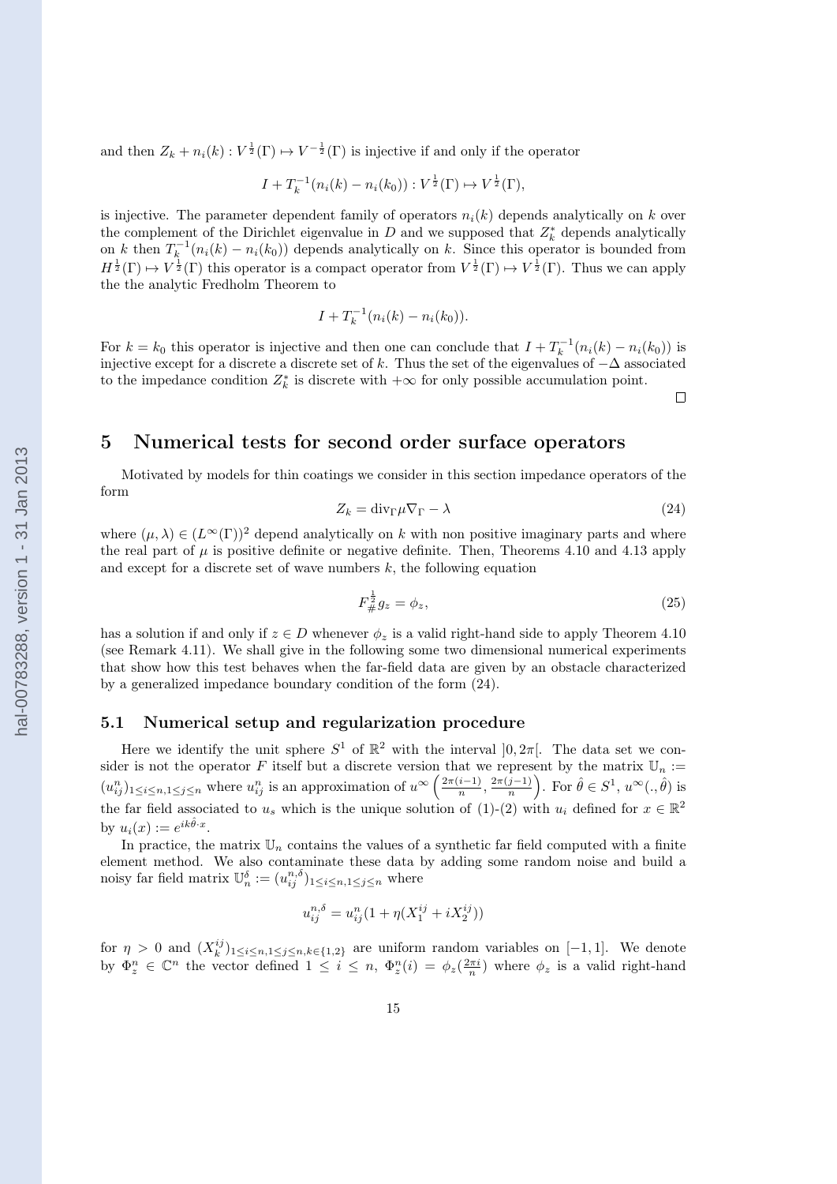and then $Z_k + n_i(k) : V^{\frac{1}{2}}(\Gamma) \mapsto V^{-\frac{1}{2}}(\Gamma)$ is injective if and only if the operator

$$I + T_k^{-1}(n_i(k) - n_i(k_0)) : V^{\frac{1}{2}}(\Gamma) \mapsto V^{\frac{1}{2}}(\Gamma),$$

is injective. The parameter dependent family of operators $n_i(k)$ depends analytically on $k$ over the complement of the Dirichlet eigenvalue in $D$ and we supposed that $Z_k^*$ depends analytically on $k$ then $T_k^{-1}(n_i(k) - n_i(k_0))$ depends analytically on $k$. Since this operator is bounded from $H^{\frac{1}{2}}(\Gamma) \mapsto V^{\frac{1}{2}}(\Gamma)$ this operator is a compact operator from $V^{\frac{1}{2}}(\Gamma) \mapsto V^{\frac{1}{2}}(\Gamma)$. Thus we can apply the the analytic Fredholm Theorem to

$$I + T_k^{-1}(n_i(k) - n_i(k_0)).$$

For $k = k_0$ this operator is injective and then one can conclude that $I + T_k^{-1}(n_i(k) - n_i(k_0))$ is injective except for a discrete a discrete set of $k$. Thus the set of the eigenvalues of $-\Delta$ associated to the impedance condition $Z_k^*$ is discrete with $+\infty$ for only possible accumulation point.

□

# 5 Numerical tests for second order surface operators

Motivated by models for thin coatings we consider in this section impedance operators of the form

$$Z_k = \mathrm{div}_\Gamma \mu \nabla_\Gamma - \lambda \tag{24}$$

where $(\mu, \lambda) \in (L^\infty(\Gamma))^2$ depend analytically on $k$ with non positive imaginary parts and where the real part of $\mu$ is positive definite or negative definite. Then, Theorems 4.10 and 4.13 apply and except for a discrete set of wave numbers $k$, the following equation

$$F_\#^{\frac{1}{2}} g_z = \phi_z, \tag{25}$$

has a solution if and only if $z \in D$ whenever $\phi_z$ is a valid right-hand side to apply Theorem 4.10 (see Remark 4.11). We shall give in the following some two dimensional numerical experiments that show how this test behaves when the far-field data are given by an obstacle characterized by a generalized impedance boundary condition of the form (24).

## 5.1 Numerical setup and regularization procedure

Here we identify the unit sphere $S^1$ of $\mathbb{R}^2$ with the interval $]0, 2\pi[$. The data set we consider is not the operator $F$ itself but a discrete version that we represent by the matrix $\mathbb{U}_n := (u_{ij}^n)_{1\le i\le n, 1\le j\le n}$ where $u_{ij}^n$ is an approximation of $u^\infty\left(\frac{2\pi(i-1)}{n}, \frac{2\pi(j-1)}{n}\right)$. For $\hat\theta \in S^1$, $u^\infty(., \hat\theta)$ is the far field associated to $u_s$ which is the unique solution of (1)-(2) with $u_i$ defined for $x \in \mathbb{R}^2$ by $u_i(x) := e^{ik\hat\theta \cdot x}$.

In practice, the matrix $\mathbb{U}_n$ contains the values of a synthetic far field computed with a finite element method. We also contaminate these data by adding some random noise and build a noisy far field matrix $\mathbb{U}_n^\delta := (u_{ij}^{n,\delta})_{1\le i\le n, 1\le j\le n}$ where

$$u_{ij}^{n,\delta} = u_{ij}^n (1 + \eta(X_1^{ij} + iX_2^{ij}))$$

for $\eta > 0$ and $(X_k^{ij})_{1\le i\le n, 1\le j\le n, k\in\{1,2\}}$ are uniform random variables on $[-1, 1]$. We denote by $\Phi_z^n \in \mathbb{C}^n$ the vector defined $1 \le i \le n$, $\Phi_z^n(i) = \phi_z(\frac{2\pi i}{n})$ where $\phi_z$ is a valid right-hand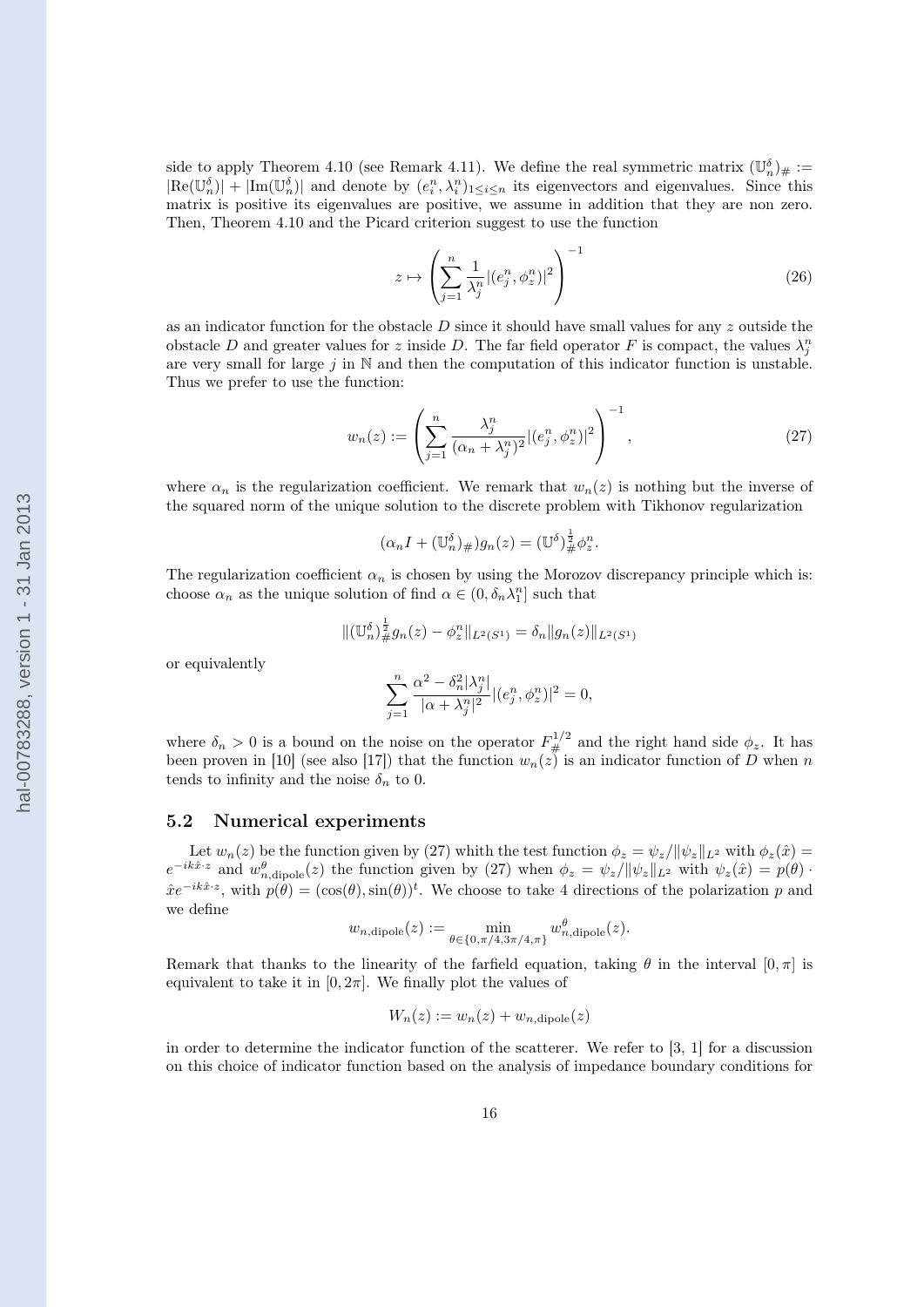side to apply Theorem 4.10 (see Remark 4.11). We define the real symmetric matrix $(\mathbb{U}_n^\delta)_\# := |\mathrm{Re}(\mathbb{U}_n^\delta)| + |\mathrm{Im}(\mathbb{U}_n^\delta)|$ and denote by $(e_i^n, \lambda_i^n)_{1\leq i \leq n}$ its eigenvectors and eigenvalues. Since this matrix is positive its eigenvalues are positive, we assume in addition that they are non zero. Then, Theorem 4.10 and the Picard criterion suggest to use the function

$$
z \mapsto \left( \sum_{j=1}^{n} \frac{1}{\lambda_j^n} |(e_j^n, \phi_z^n)|^2 \right)^{-1} \tag{26}
$$

as an indicator function for the obstacle $D$ since it should have small values for any $z$ outside the obstacle $D$ and greater values for $z$ inside $D$. The far field operator $F$ is compact, the values $\lambda_j^n$ are very small for large $j$ in $\mathbb{N}$ and then the computation of this indicator function is unstable. Thus we prefer to use the function:

$$
w_n(z) := \left( \sum_{j=1}^{n} \frac{\lambda_j^n}{(\alpha_n + \lambda_j^n)^2} |(e_j^n, \phi_z^n)|^2 \right)^{-1}, \tag{27}
$$

where $\alpha_n$ is the regularization coefficient. We remark that $w_n(z)$ is nothing but the inverse of the squared norm of the unique solution to the discrete problem with Tikhonov regularization

$$
(\alpha_n I + (\mathbb{U}_n^\delta)_\#) g_n(z) = (\mathbb{U}^\delta)_\#^{\frac{1}{2}} \phi_z^n.
$$

The regularization coefficient $\alpha_n$ is chosen by using the Morozov discrepancy principle which is: choose $\alpha_n$ as the unique solution of find $\alpha \in (0, \delta_n \lambda_1^n]$ such that

$$
\|(\mathbb{U}_n^\delta)_\#^{\frac{1}{2}} g_n(z) - \phi_z^n\|_{L^2(S^1)} = \delta_n \|g_n(z)\|_{L^2(S^1)}
$$

or equivalently

$$
\sum_{j=1}^{n} \frac{\alpha^2 - \delta_n^2 |\lambda_j^n|}{|\alpha + \lambda_j^n|^2} |(e_j^n, \phi_z^n)|^2 = 0,
$$

where $\delta_n > 0$ is a bound on the noise on the operator $F_\#^{1/2}$ and the right hand side $\phi_z$. It has been proven in [10] (see also [17]) that the function $w_n(z)$ is an indicator function of $D$ when $n$ tends to infinity and the noise $\delta_n$ to 0.

## 5.2 Numerical experiments

Let $w_n(z)$ be the function given by (27) whith the test function $\phi_z = \psi_z / \|\psi_z\|_{L^2}$ with $\phi_z(\hat{x}) = e^{-ik\hat{x}\cdot z}$ and $w_{n,\mathrm{dipole}}^\theta(z)$ the function given by (27) when $\phi_z = \psi_z / \|\psi_z\|_{L^2}$ with $\psi_z(\hat{x}) = p(\theta) \cdot \hat{x} e^{-ik\hat{x}\cdot z}$, with $p(\theta) = (\cos(\theta), \sin(\theta))^t$. We choose to take 4 directions of the polarization $p$ and we define

$$
w_{n,\mathrm{dipole}}(z) := \min_{\theta \in \{0, \pi/4, 3\pi/4, \pi\}} w_{n,\mathrm{dipole}}^\theta(z).
$$

Remark that thanks to the linearity of the farfield equation, taking $\theta$ in the interval $[0, \pi]$ is equivalent to take it in $[0, 2\pi]$. We finally plot the values of

$$
W_n(z) := w_n(z) + w_{n,\mathrm{dipole}}(z)
$$

in order to determine the indicator function of the scatterer. We refer to [3, 1] for a discussion on this choice of indicator function based on the analysis of impedance boundary conditions for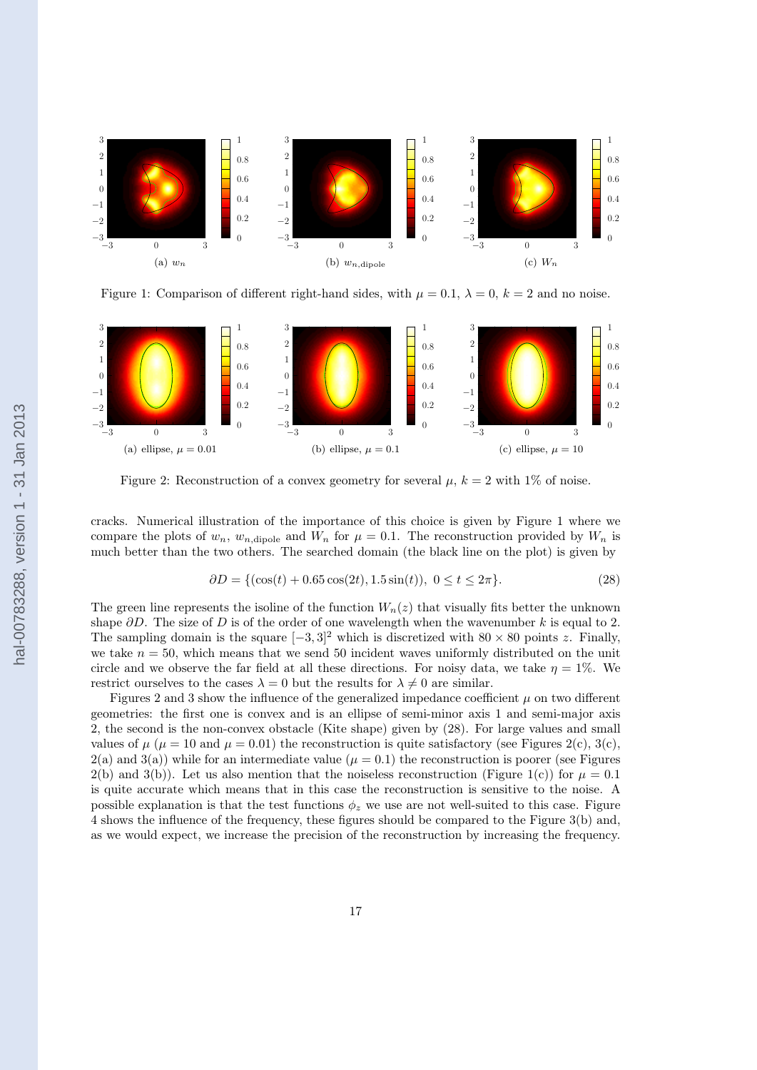Figure 1: Comparison of different right-hand sides, with $\mu = 0.1$, $\lambda = 0$, $k = 2$ and no noise.

(a) $w_n$ (b) $w_{n,\text{dipole}}$ (c) $W_n$

Figure 2: Reconstruction of a convex geometry for several $\mu$, $k = 2$ with 1% of noise.

(a) ellipse, $\mu = 0.01$ (b) ellipse, $\mu = 0.1$ (c) ellipse, $\mu = 10$

cracks. Numerical illustration of the importance of this choice is given by Figure 1 where we compare the plots of $w_n$, $w_{n,\text{dipole}}$ and $W_n$ for $\mu = 0.1$. The reconstruction provided by $W_n$ is much better than the two others. The searched domain (the black line on the plot) is given by

$$\partial D = \{(\cos(t) + 0.65\cos(2t), 1.5\sin(t)),\ 0 \leq t \leq 2\pi\}. \tag{28}$$

The green line represents the isoline of the function $W_n(z)$ that visually fits better the unknown shape $\partial D$. The size of $D$ is of the order of one wavelength when the wavenumber $k$ is equal to 2. The sampling domain is the square $[-3, 3]^2$ which is discretized with $80 \times 80$ points $z$. Finally, we take $n = 50$, which means that we send 50 incident waves uniformly distributed on the unit circle and we observe the far field at all these directions. For noisy data, we take $\eta = 1\%$. We restrict ourselves to the cases $\lambda = 0$ but the results for $\lambda \neq 0$ are similar.

Figures 2 and 3 show the influence of the generalized impedance coefficient $\mu$ on two different geometries: the first one is convex and is an ellipse of semi-minor axis 1 and semi-major axis 2, the second is the non-convex obstacle (Kite shape) given by (28). For large values and small values of $\mu$ ($\mu = 10$ and $\mu = 0.01$) the reconstruction is quite satisfactory (see Figures 2(c), 3(c), 2(a) and 3(a)) while for an intermediate value ($\mu = 0.1$) the reconstruction is poorer (see Figures 2(b) and 3(b)). Let us also mention that the noiseless reconstruction (Figure 1(c)) for $\mu = 0.1$ is quite accurate which means that in this case the reconstruction is sensitive to the noise. A possible explanation is that the test functions $\phi_z$ we use are not well-suited to this case. Figure 4 shows the influence of the frequency, these figures should be compared to the Figure 3(b) and, as we would expect, we increase the precision of the reconstruction by increasing the frequency.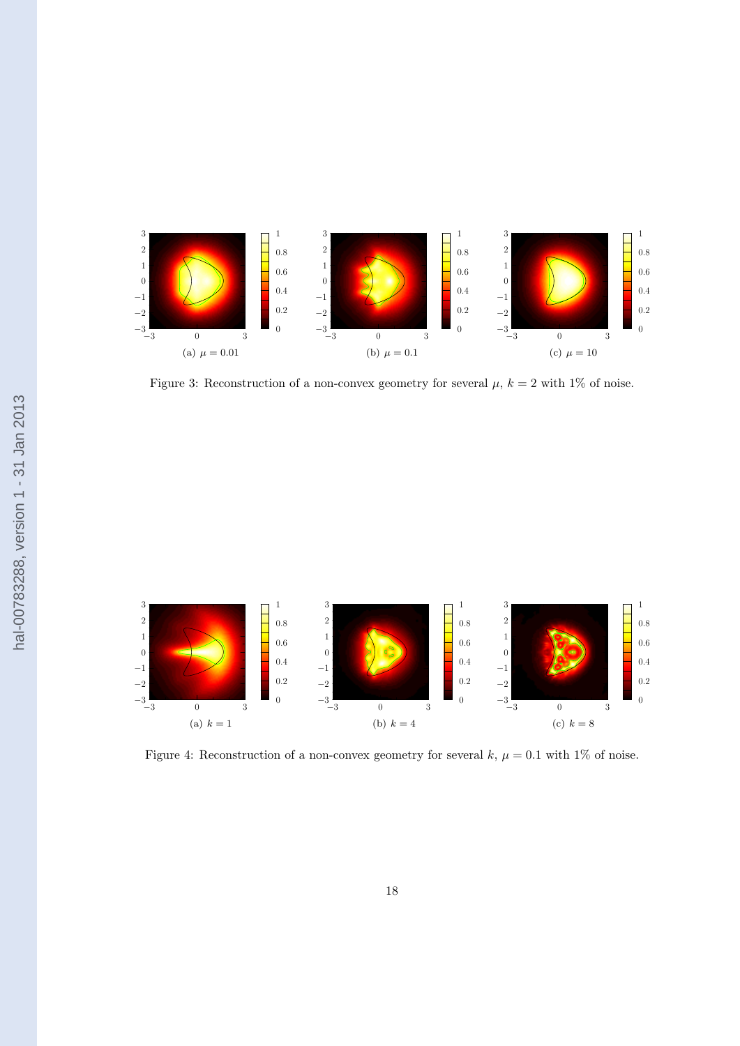(a) $\mu = 0.01$

(b) $\mu = 0.1$

(c) $\mu = 10$

Figure 3: Reconstruction of a non-convex geometry for several $\mu$, $k = 2$ with 1% of noise.

(a) $k = 1$

(b) $k = 4$

(c) $k = 8$

Figure 4: Reconstruction of a non-convex geometry for several $k$, $\mu = 0.1$ with 1% of noise.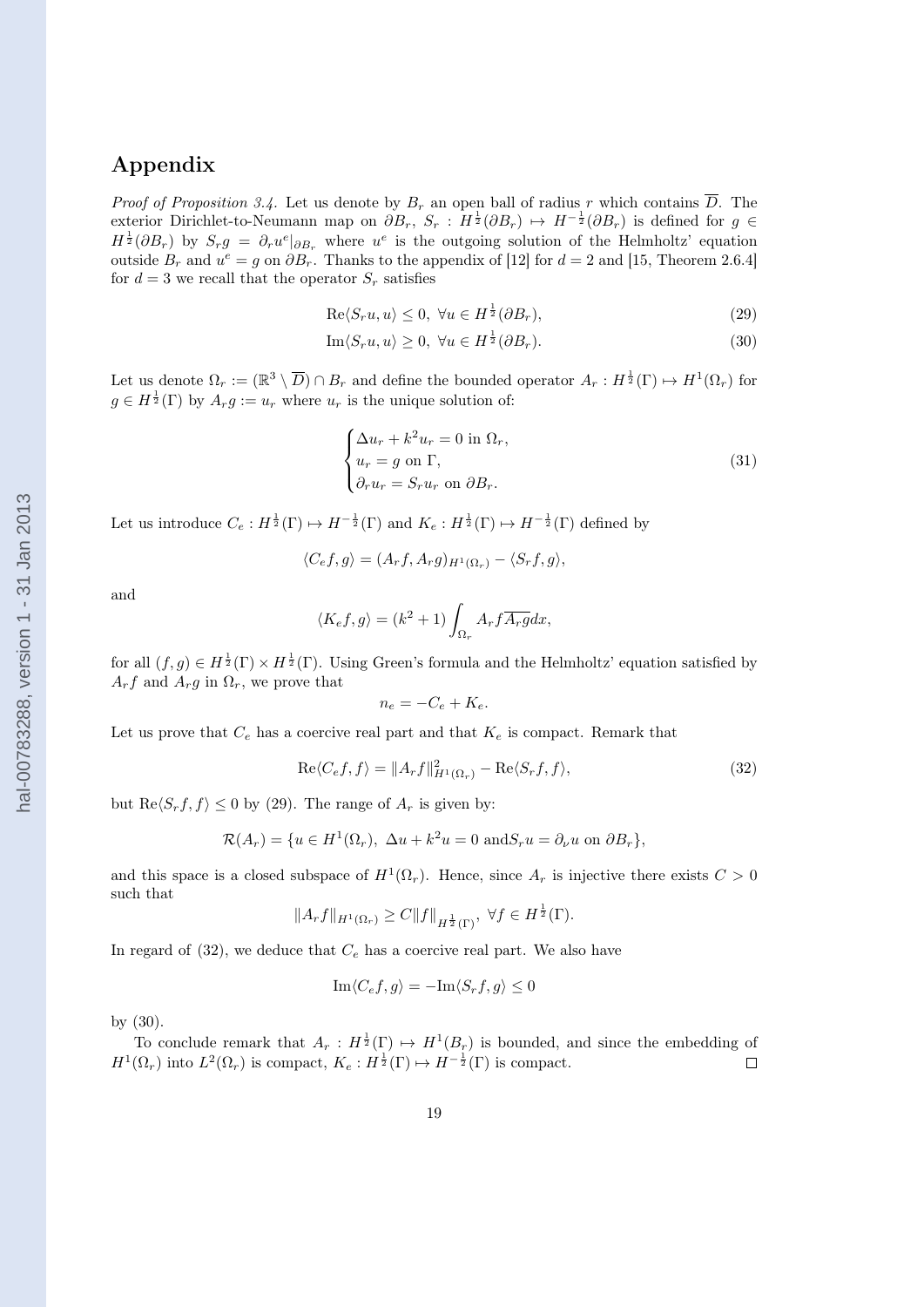# Appendix

*Proof of Proposition 3.4.* Let us denote by $B_r$ an open ball of radius $r$ which contains $\overline{D}$. The exterior Dirichlet-to-Neumann map on $\partial B_r$, $S_r : H^{\frac{1}{2}}(\partial B_r) \mapsto H^{-\frac{1}{2}}(\partial B_r)$ is defined for $g \in H^{\frac{1}{2}}(\partial B_r)$ by $S_r g = \partial_r u^e|_{\partial B_r}$ where $u^e$ is the outgoing solution of the Helmholtz' equation outside $B_r$ and $u^e = g$ on $\partial B_r$. Thanks to the appendix of [12] for $d = 2$ and [15, Theorem 2.6.4] for $d = 3$ we recall that the operator $S_r$ satisfies

$$\mathrm{Re}\langle S_r u, u\rangle \leq 0, \ \forall u \in H^{\frac{1}{2}}(\partial B_r), \tag{29}$$

$$\mathrm{Im}\langle S_r u, u\rangle \geq 0, \ \forall u \in H^{\frac{1}{2}}(\partial B_r). \tag{30}$$

Let us denote $\Omega_r := (\mathbb{R}^3 \setminus \overline{D}) \cap B_r$ and define the bounded operator $A_r : H^{\frac{1}{2}}(\Gamma) \mapsto H^1(\Omega_r)$ for $g \in H^{\frac{1}{2}}(\Gamma)$ by $A_r g := u_r$ where $u_r$ is the unique solution of:

$$\begin{cases} \Delta u_r + k^2 u_r = 0 \text{ in } \Omega_r, \\ u_r = g \text{ on } \Gamma, \\ \partial_r u_r = S_r u_r \text{ on } \partial B_r. \end{cases} \tag{31}$$

Let us introduce $C_e : H^{\frac{1}{2}}(\Gamma) \mapsto H^{-\frac{1}{2}}(\Gamma)$ and $K_e : H^{\frac{1}{2}}(\Gamma) \mapsto H^{-\frac{1}{2}}(\Gamma)$ defined by

$$\langle C_e f, g\rangle = (A_r f, A_r g)_{H^1(\Omega_r)} - \langle S_r f, g\rangle,$$

and

$$\langle K_e f, g\rangle = (k^2 + 1)\int_{\Omega_r} A_r f \overline{A_r g} dx,$$

for all $(f, g) \in H^{\frac{1}{2}}(\Gamma) \times H^{\frac{1}{2}}(\Gamma)$. Using Green's formula and the Helmholtz' equation satisfied by $A_r f$ and $A_r g$ in $\Omega_r$, we prove that

$$n_e = -C_e + K_e.$$

Let us prove that $C_e$ has a coercive real part and that $K_e$ is compact. Remark that

$$\mathrm{Re}\langle C_e f, f\rangle = \|A_r f\|^2_{H^1(\Omega_r)} - \mathrm{Re}\langle S_r f, f\rangle, \tag{32}$$

but $\mathrm{Re}\langle S_r f, f\rangle \leq 0$ by (29). The range of $A_r$ is given by:

$$\mathcal{R}(A_r) = \{u \in H^1(\Omega_r), \ \Delta u + k^2 u = 0 \text{ and} S_r u = \partial_\nu u \text{ on } \partial B_r\},$$

and this space is a closed subspace of $H^1(\Omega_r)$. Hence, since $A_r$ is injective there exists $C > 0$ such that

$$\|A_r f\|_{H^1(\Omega_r)} \geq C\|f\|_{H^{\frac{1}{2}}(\Gamma)}, \ \forall f \in H^{\frac{1}{2}}(\Gamma).$$

In regard of (32), we deduce that $C_e$ has a coercive real part. We also have

$$\mathrm{Im}\langle C_e f, g\rangle = -\mathrm{Im}\langle S_r f, g\rangle \leq 0$$

by (30).

To conclude remark that $A_r : H^{\frac{1}{2}}(\Gamma) \mapsto H^1(B_r)$ is bounded, and since the embedding of $H^1(\Omega_r)$ into $L^2(\Omega_r)$ is compact, $K_e : H^{\frac{1}{2}}(\Gamma) \mapsto H^{-\frac{1}{2}}(\Gamma)$ is compact. □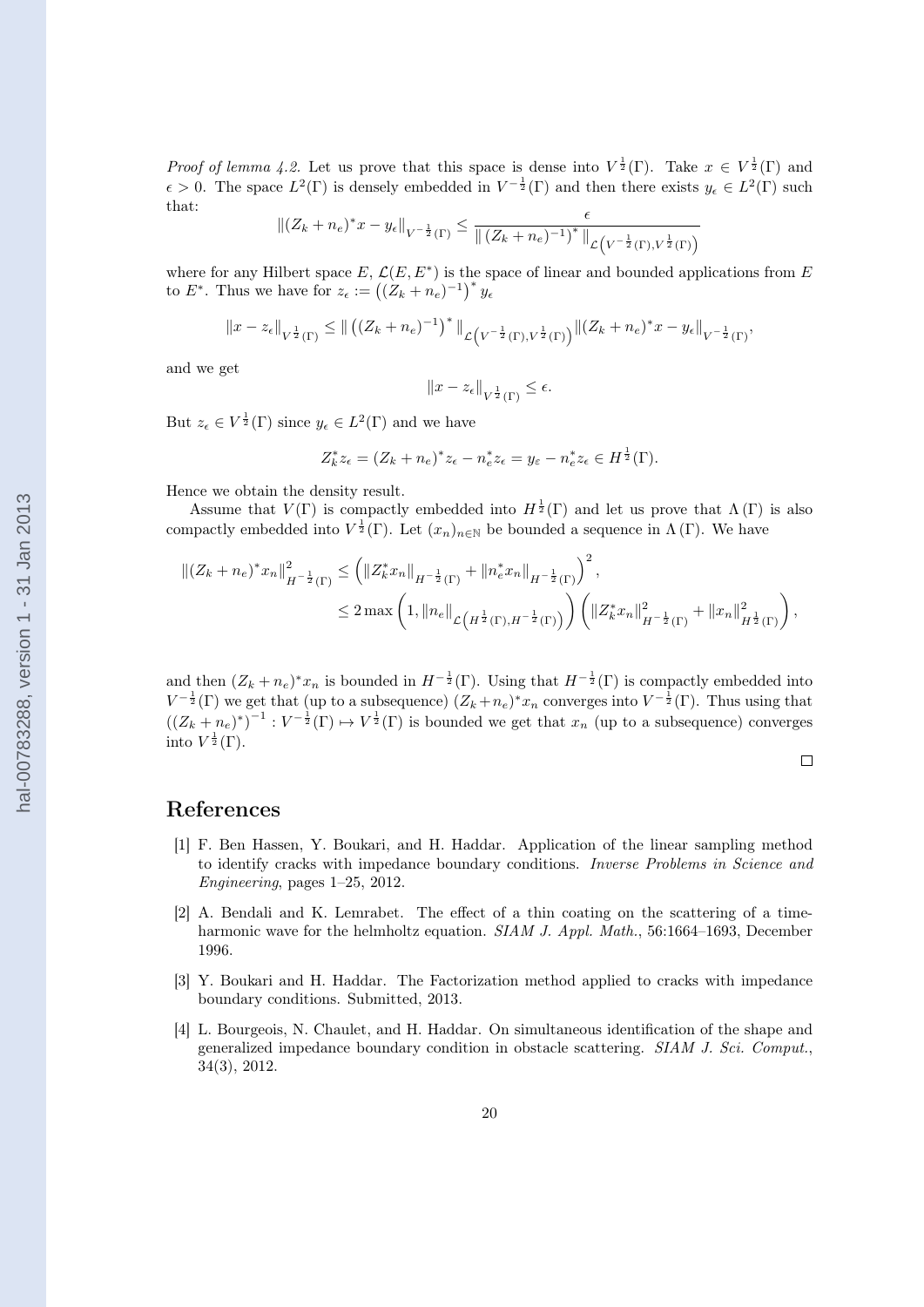*Proof of lemma 4.2.* Let us prove that this space is dense into $V^{\frac{1}{2}}(\Gamma)$. Take $x \in V^{\frac{1}{2}}(\Gamma)$ and $\epsilon > 0$. The space $L^2(\Gamma)$ is densely embedded in $V^{-\frac{1}{2}}(\Gamma)$ and then there exists $y_\epsilon \in L^2(\Gamma)$ such that:

$$\|(Z_k + n_e)^* x - y_\epsilon\|_{V^{-\frac{1}{2}}(\Gamma)} \leq \frac{\epsilon}{\| \left(Z_k + n_e)^{-1}\right)^* \|_{\mathcal{L}\left(V^{-\frac{1}{2}}(\Gamma), V^{\frac{1}{2}}(\Gamma)\right)}}$$

where for any Hilbert space $E$, $\mathcal{L}(E, E^*)$ is the space of linear and bounded applications from $E$ to $E^*$. Thus we have for $z_\epsilon := \left((Z_k + n_e)^{-1}\right)^* y_\epsilon$

$$\|x - z_\epsilon\|_{V^{\frac{1}{2}}(\Gamma)} \leq \| \left((Z_k + n_e)^{-1}\right)^* \|_{\mathcal{L}\left(V^{-\frac{1}{2}}(\Gamma), V^{\frac{1}{2}}(\Gamma)\right)} \|(Z_k + n_e)^* x - y_\epsilon\|_{V^{-\frac{1}{2}}(\Gamma)},$$

and we get

$$\|x - z_\epsilon\|_{V^{\frac{1}{2}}(\Gamma)} \leq \epsilon.$$

But $z_\epsilon \in V^{\frac{1}{2}}(\Gamma)$ since $y_\epsilon \in L^2(\Gamma)$ and we have

$$Z_k^* z_\epsilon = (Z_k + n_e)^* z_\epsilon - n_e^* z_\epsilon = y_\varepsilon - n_e^* z_\epsilon \in H^{\frac{1}{2}}(\Gamma).$$

Hence we obtain the density result.

Assume that $V(\Gamma)$ is compactly embedded into $H^{\frac{1}{2}}(\Gamma)$ and let us prove that $\Lambda(\Gamma)$ is also compactly embedded into $V^{\frac{1}{2}}(\Gamma)$. Let $(x_n)_{n \in \mathbb{N}}$ be bounded a sequence in $\Lambda(\Gamma)$. We have

$$\begin{aligned}
\|(Z_k + n_e)^* x_n\|^2_{H^{-\frac{1}{2}}(\Gamma)} &\leq \left(\|Z_k^* x_n\|_{H^{-\frac{1}{2}}(\Gamma)} + \|n_e^* x_n\|_{H^{-\frac{1}{2}}(\Gamma)}\right)^2, \\
&\leq 2 \max\left(1, \|n_e\|_{\mathcal{L}\left(H^{\frac{1}{2}}(\Gamma), H^{-\frac{1}{2}}(\Gamma)\right)}\right) \left(\|Z_k^* x_n\|^2_{H^{-\frac{1}{2}}(\Gamma)} + \|x_n\|^2_{H^{\frac{1}{2}}(\Gamma)}\right),
\end{aligned}$$

and then $(Z_k + n_e)^* x_n$ is bounded in $H^{-\frac{1}{2}}(\Gamma)$. Using that $H^{-\frac{1}{2}}(\Gamma)$ is compactly embedded into $V^{-\frac{1}{2}}(\Gamma)$ we get that (up to a subsequence) $(Z_k + n_e)^* x_n$ converges into $V^{-\frac{1}{2}}(\Gamma)$. Thus using that $\left((Z_k + n_e)^*\right)^{-1} : V^{-\frac{1}{2}}(\Gamma) \mapsto V^{\frac{1}{2}}(\Gamma)$ is bounded we get that $x_n$ (up to a subsequence) converges into $V^{\frac{1}{2}}(\Gamma)$.

□

# References

[1] F. Ben Hassen, Y. Boukari, and H. Haddar. Application of the linear sampling method to identify cracks with impedance boundary conditions. *Inverse Problems in Science and Engineering*, pages 1–25, 2012.

[2] A. Bendali and K. Lemrabet. The effect of a thin coating on the scattering of a time-harmonic wave for the helmholtz equation. *SIAM J. Appl. Math.*, 56:1664–1693, December 1996.

[3] Y. Boukari and H. Haddar. The Factorization method applied to cracks with impedance boundary conditions. Submitted, 2013.

[4] L. Bourgeois, N. Chaulet, and H. Haddar. On simultaneous identification of the shape and generalized impedance boundary condition in obstacle scattering. *SIAM J. Sci. Comput.*, 34(3), 2012.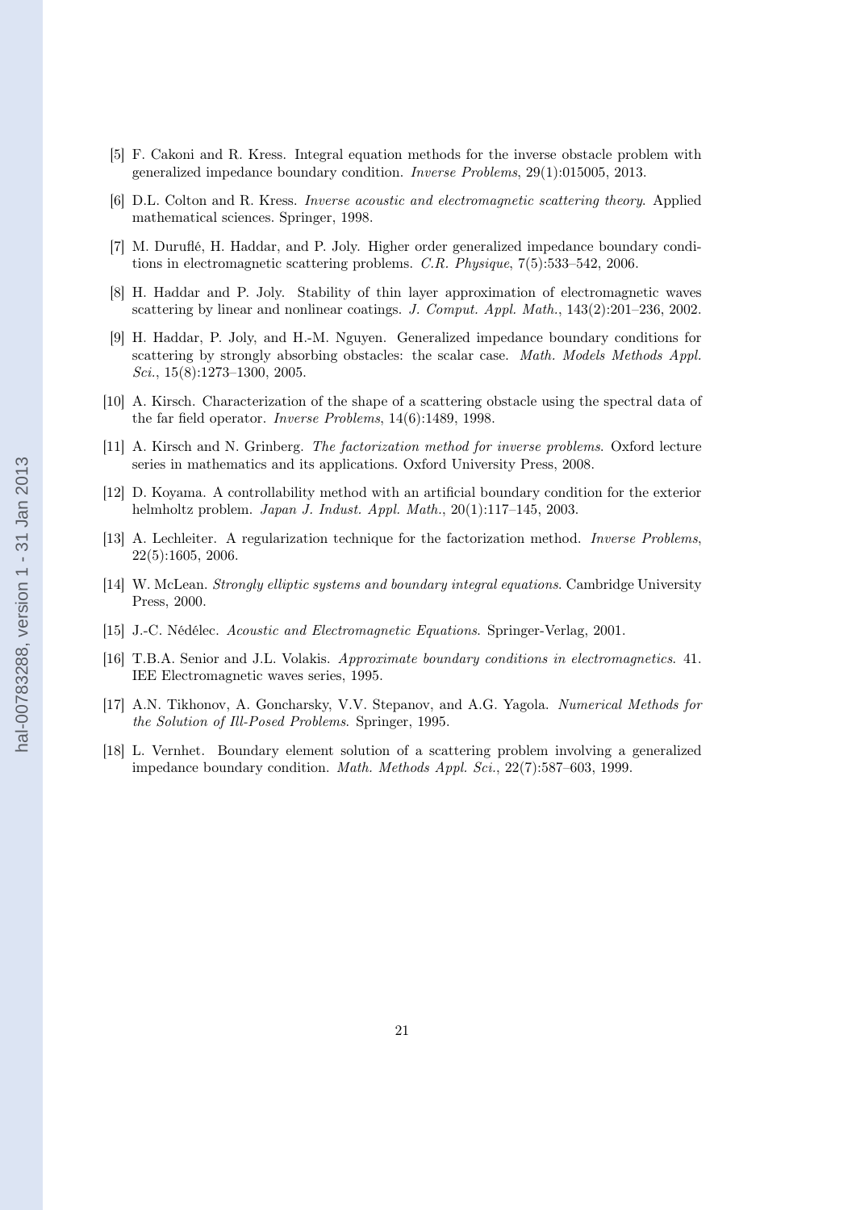[5] F. Cakoni and R. Kress. Integral equation methods for the inverse obstacle problem with generalized impedance boundary condition. *Inverse Problems*, 29(1):015005, 2013.

[6] D.L. Colton and R. Kress. *Inverse acoustic and electromagnetic scattering theory*. Applied mathematical sciences. Springer, 1998.

[7] M. Duruflé, H. Haddar, and P. Joly. Higher order generalized impedance boundary conditions in electromagnetic scattering problems. *C.R. Physique*, 7(5):533–542, 2006.

[8] H. Haddar and P. Joly. Stability of thin layer approximation of electromagnetic waves scattering by linear and nonlinear coatings. *J. Comput. Appl. Math.*, 143(2):201–236, 2002.

[9] H. Haddar, P. Joly, and H.-M. Nguyen. Generalized impedance boundary conditions for scattering by strongly absorbing obstacles: the scalar case. *Math. Models Methods Appl. Sci.*, 15(8):1273–1300, 2005.

[10] A. Kirsch. Characterization of the shape of a scattering obstacle using the spectral data of the far field operator. *Inverse Problems*, 14(6):1489, 1998.

[11] A. Kirsch and N. Grinberg. *The factorization method for inverse problems*. Oxford lecture series in mathematics and its applications. Oxford University Press, 2008.

[12] D. Koyama. A controllability method with an artificial boundary condition for the exterior helmholtz problem. *Japan J. Indust. Appl. Math.*, 20(1):117–145, 2003.

[13] A. Lechleiter. A regularization technique for the factorization method. *Inverse Problems*, 22(5):1605, 2006.

[14] W. McLean. *Strongly elliptic systems and boundary integral equations*. Cambridge University Press, 2000.

[15] J.-C. Nédélec. *Acoustic and Electromagnetic Equations*. Springer-Verlag, 2001.

[16] T.B.A. Senior and J.L. Volakis. *Approximate boundary conditions in electromagnetics*. 41. IEE Electromagnetic waves series, 1995.

[17] A.N. Tikhonov, A. Goncharsky, V.V. Stepanov, and A.G. Yagola. *Numerical Methods for the Solution of Ill-Posed Problems*. Springer, 1995.

[18] L. Vernhet. Boundary element solution of a scattering problem involving a generalized impedance boundary condition. *Math. Methods Appl. Sci.*, 22(7):587–603, 1999.